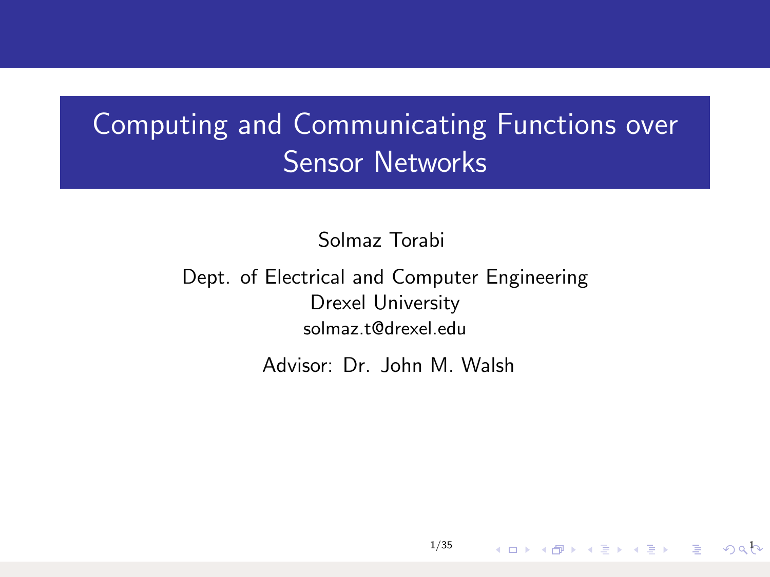# Computing and Communicating Functions over Sensor Networks

Solmaz Torabi

Dept. of Electrical and Computer Engineering
Drexel University
solmaz.t@drexel.edu

Advisor: Dr. John M. Walsh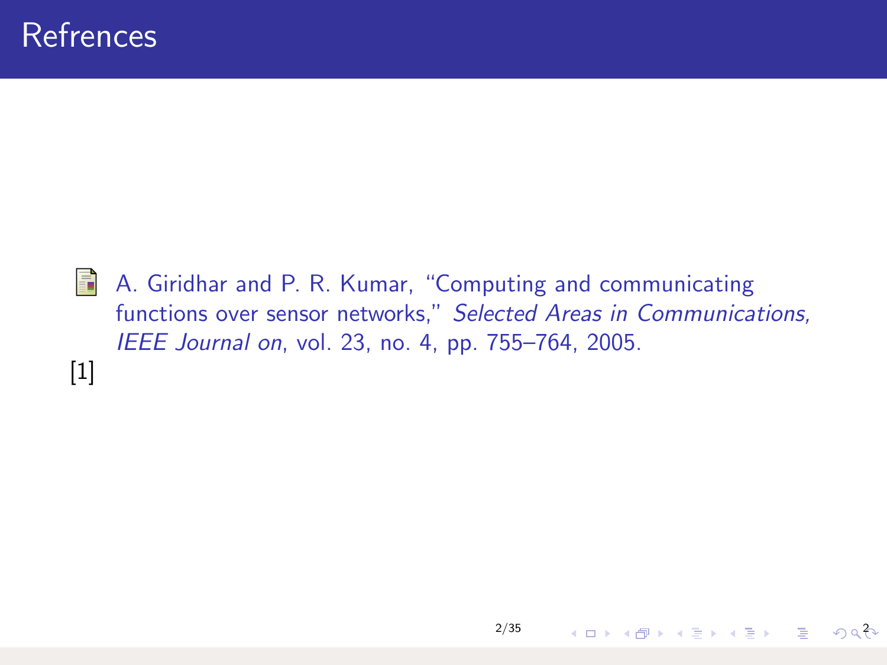# Refrences

A. Giridhar and P. R. Kumar, "Computing and communicating functions over sensor networks," *Selected Areas in Communications, IEEE Journal on*, vol. 23, no. 4, pp. 755–764, 2005.

[1]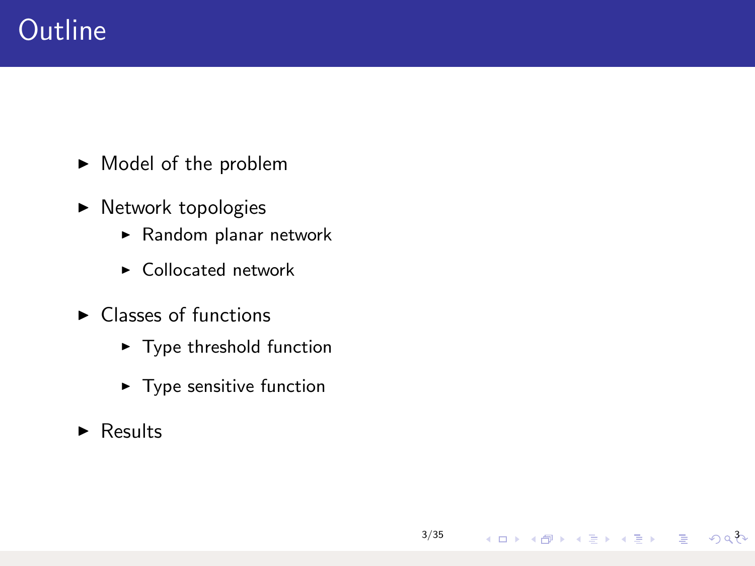# Outline

- Model of the problem
- Network topologies
  - Random planar network
  - Collocated network
- Classes of functions
  - Type threshold function
  - Type sensitive function
- Results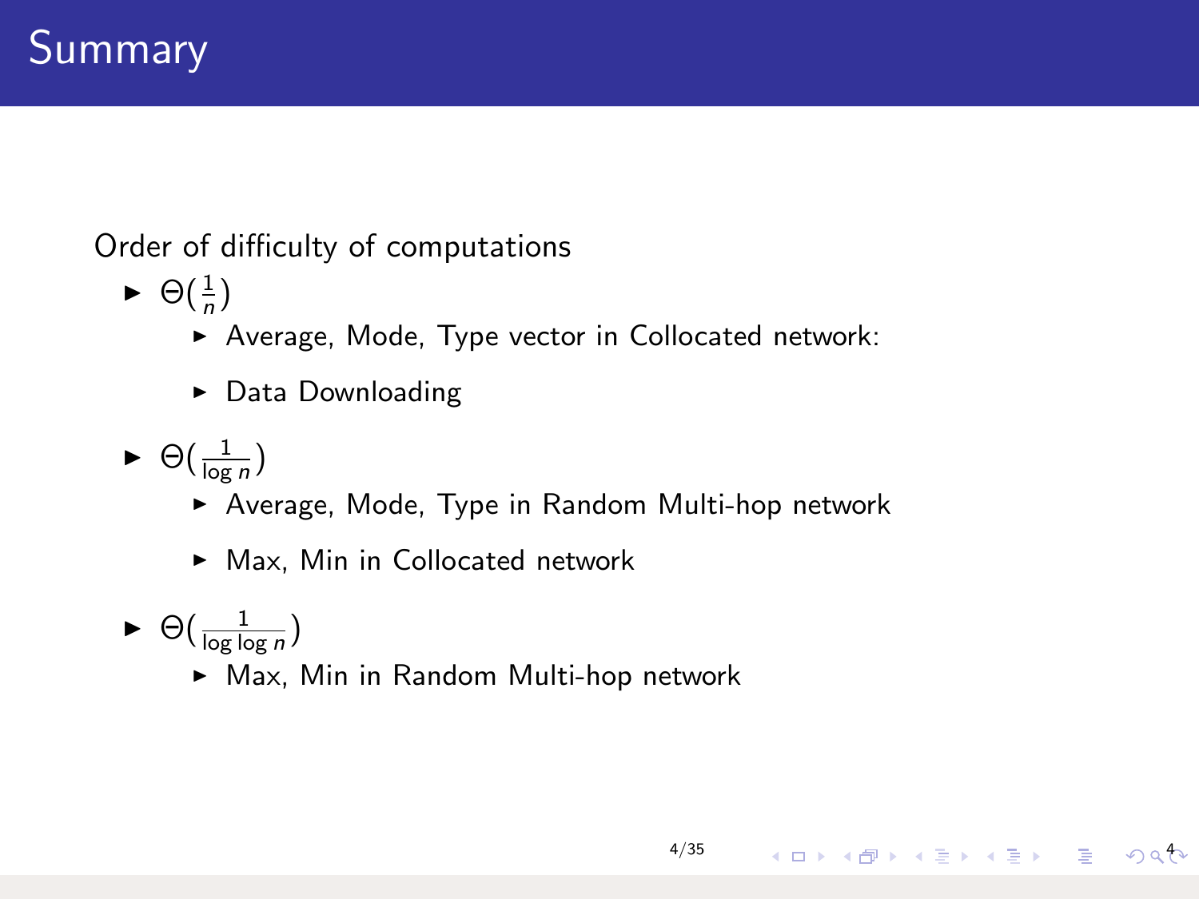# Summary

Order of difficulty of computations

- $\Theta(\frac{1}{n})$
  - Average, Mode, Type vector in Collocated network:
  - Data Downloading
- $\Theta(\frac{1}{\log n})$
  - Average, Mode, Type in Random Multi-hop network
  - Max, Min in Collocated network
- $\Theta(\frac{1}{\log \log n})$
  - Max, Min in Random Multi-hop network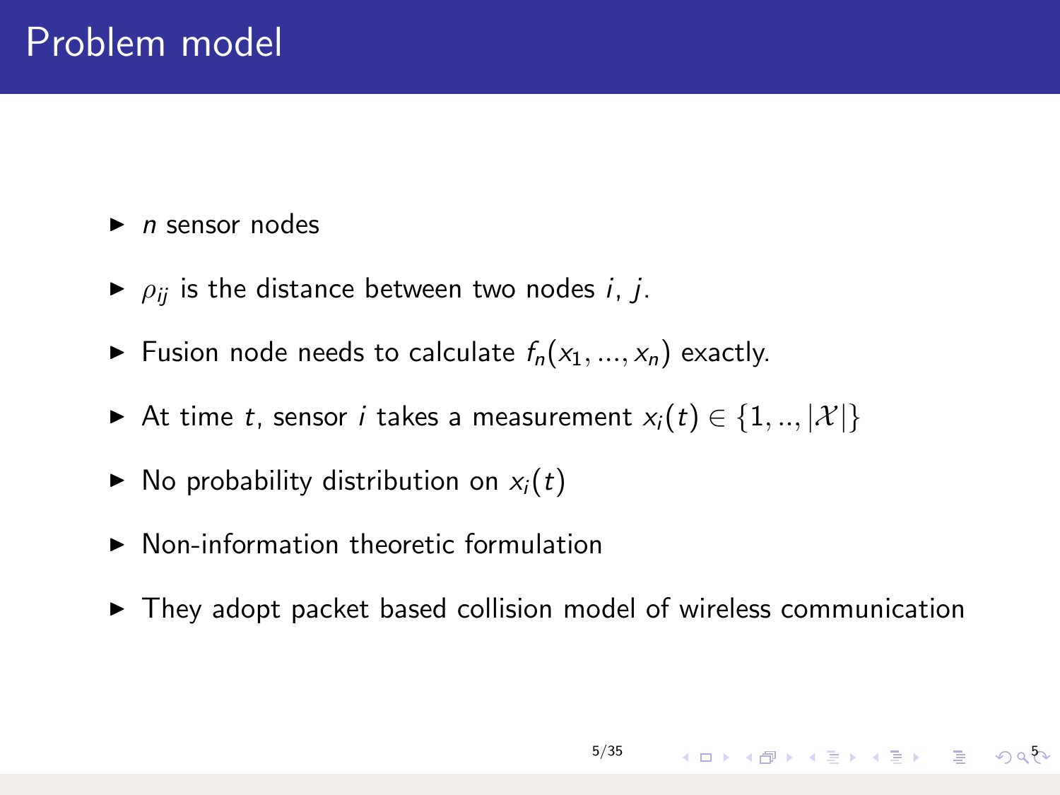# Problem model

- $n$ sensor nodes
- $\rho_{ij}$ is the distance between two nodes $i$, $j$.
- Fusion node needs to calculate $f_n(x_1, ..., x_n)$ exactly.
- At time $t$, sensor $i$ takes a measurement $x_i(t) \in \{1, .., |\mathcal{X}|\}$
- No probability distribution on $x_i(t)$
- Non-information theoretic formulation
- They adopt packet based collision model of wireless communication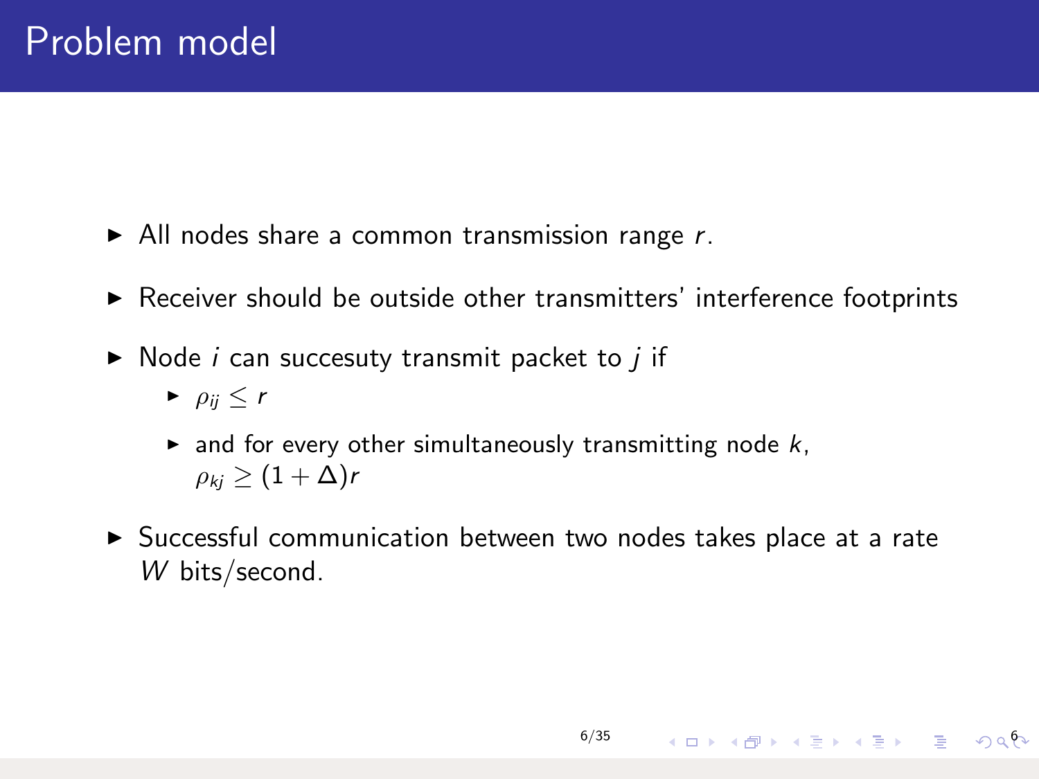# Problem model

- All nodes share a common transmission range $r$.
- Receiver should be outside other transmitters' interference footprints
- Node $i$ can succesuty transmit packet to $j$ if
  - $\rho_{ij} \leq r$
  - and for every other simultaneously transmitting node $k$, $\rho_{kj} \geq (1 + \Delta)r$
- Successful communication between two nodes takes place at a rate $W$ bits/second.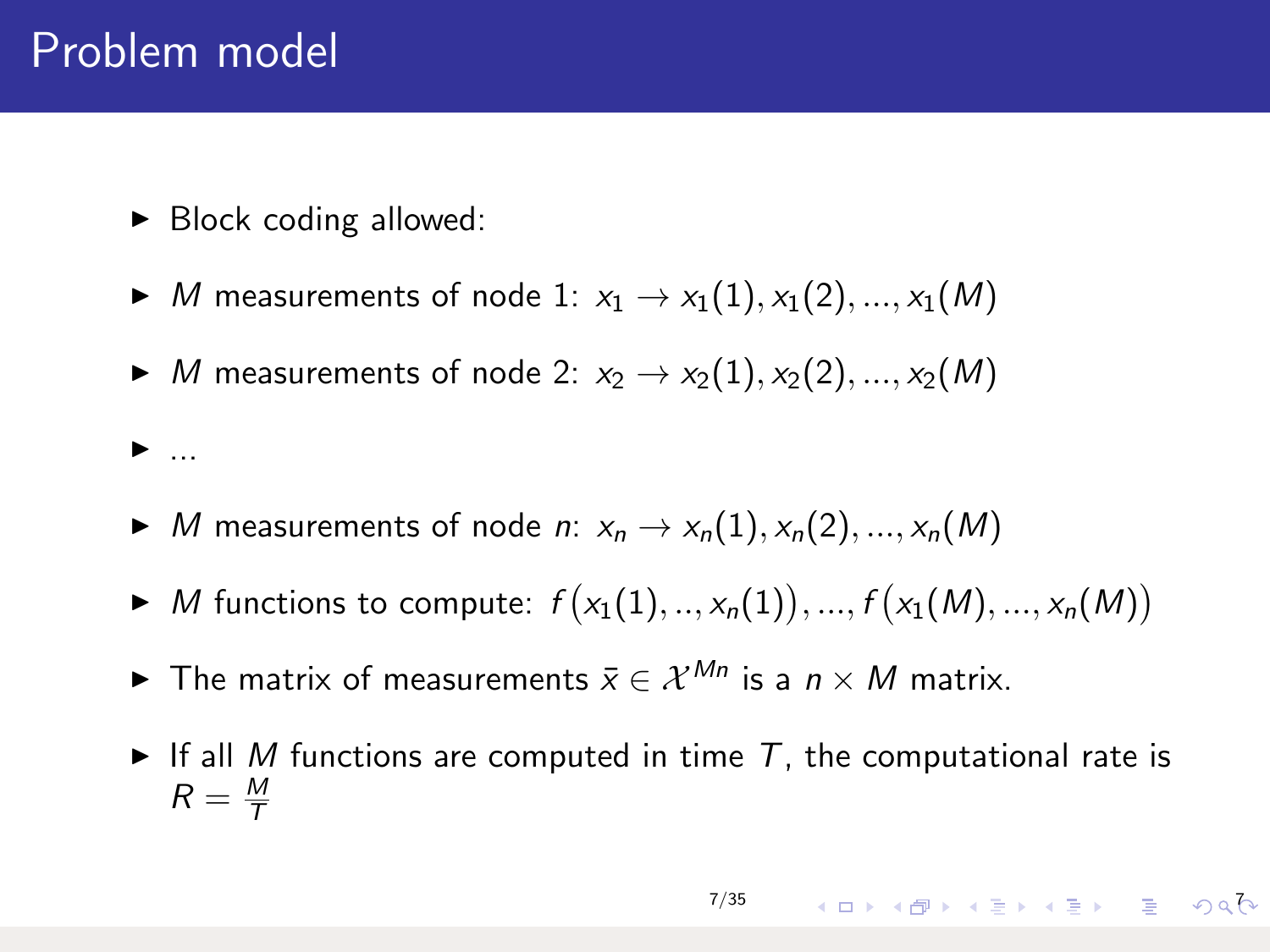# Problem model

- Block coding allowed:
- $M$ measurements of node 1: $x_1 \rightarrow x_1(1), x_1(2), ..., x_1(M)$
- $M$ measurements of node 2: $x_2 \rightarrow x_2(1), x_2(2), ..., x_2(M)$
- ...
- $M$ measurements of node $n$: $x_n \rightarrow x_n(1), x_n(2), ..., x_n(M)$
- $M$ functions to compute: $f\big(x_1(1), .., x_n(1)\big), ..., f\big(x_1(M), ..., x_n(M)\big)$
- The matrix of measurements $\bar{x} \in \mathcal{X}^{Mn}$ is a $n \times M$ matrix.
- If all $M$ functions are computed in time $T$, the computational rate is $R = \frac{M}{T}$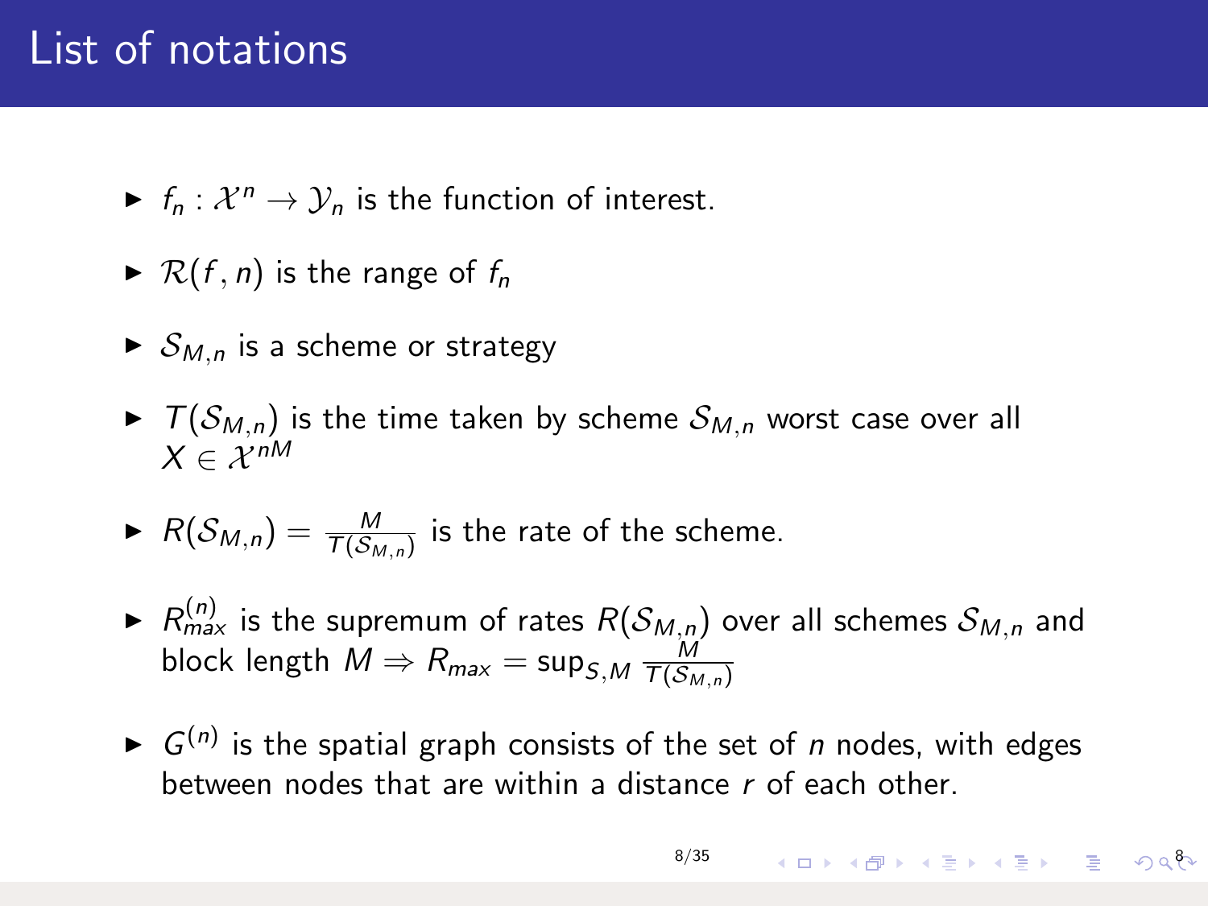# List of notations

- $f_n : \mathcal{X}^n \to \mathcal{Y}_n$ is the function of interest.
- $\mathcal{R}(f, n)$ is the range of $f_n$
- $\mathcal{S}_{M,n}$ is a scheme or strategy
- $T(\mathcal{S}_{M,n})$ is the time taken by scheme $\mathcal{S}_{M,n}$ worst case over all $X \in \mathcal{X}^{nM}$
- $R(\mathcal{S}_{M,n}) = \frac{M}{T(\mathcal{S}_{M,n})}$ is the rate of the scheme.
- $R_{max}^{(n)}$ is the supremum of rates $R(\mathcal{S}_{M,n})$ over all schemes $\mathcal{S}_{M,n}$ and block length $M \Rightarrow R_{max} = \sup_{S,M} \frac{M}{T(\mathcal{S}_{M,n})}$
- $G^{(n)}$ is the spatial graph consists of the set of $n$ nodes, with edges between nodes that are within a distance $r$ of each other.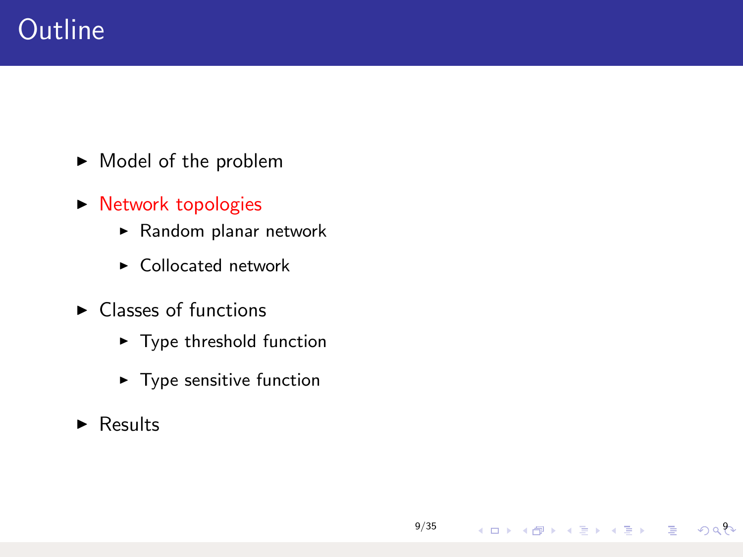# Outline

- Model of the problem
- Network topologies
  - Random planar network
  - Collocated network
- Classes of functions
  - Type threshold function
  - Type sensitive function
- Results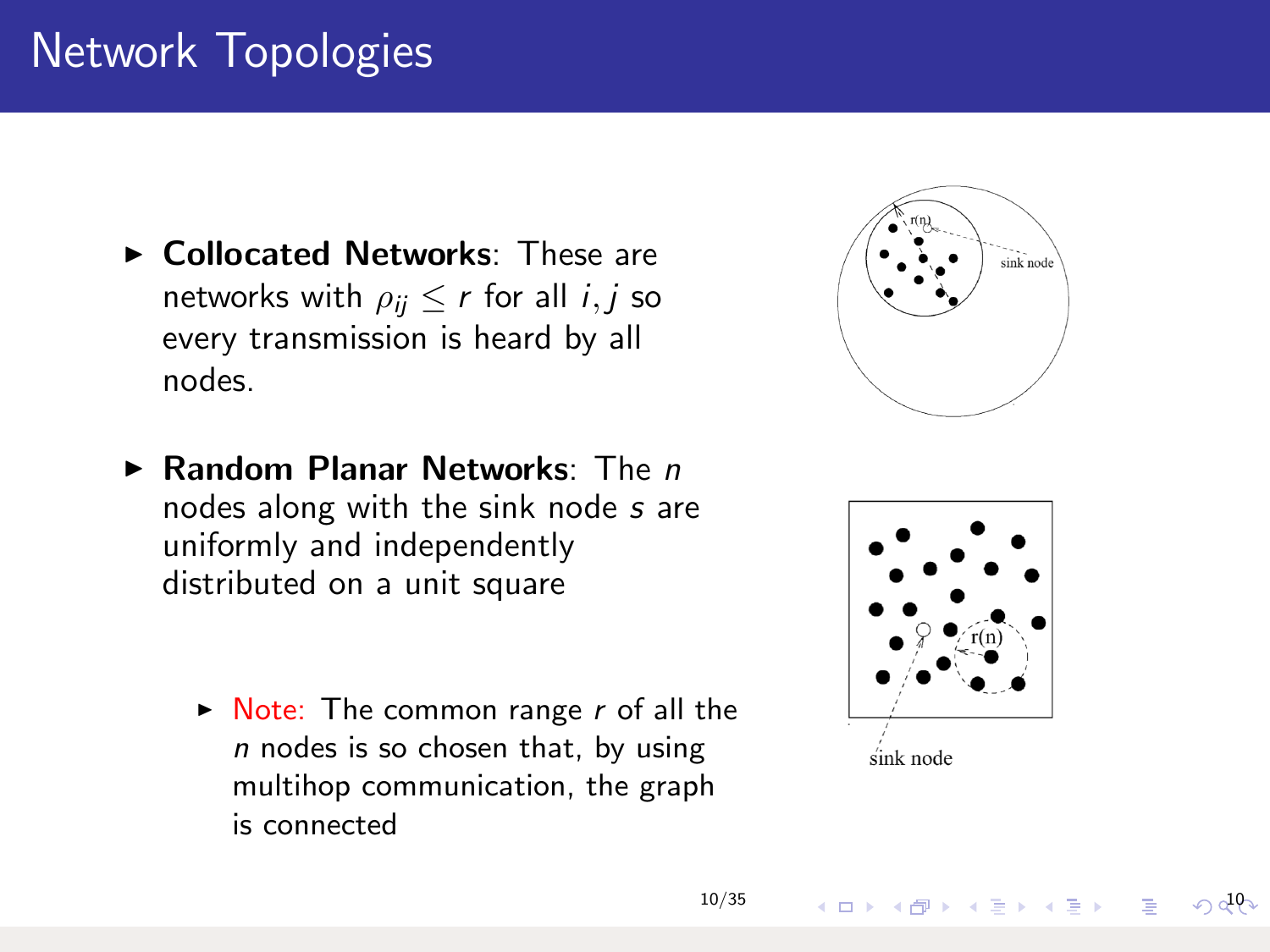# Network Topologies

- **Collocated Networks**: These are networks with $\rho_{ij} \leq r$ for all $i, j$ so every transmission is heard by all nodes.

- **Random Planar Networks**: The $n$ nodes along with the sink node $s$ are uniformly and independently distributed on a unit square

  - Note: The common range $r$ of all the $n$ nodes is so chosen that, by using multihop communication, the graph is connected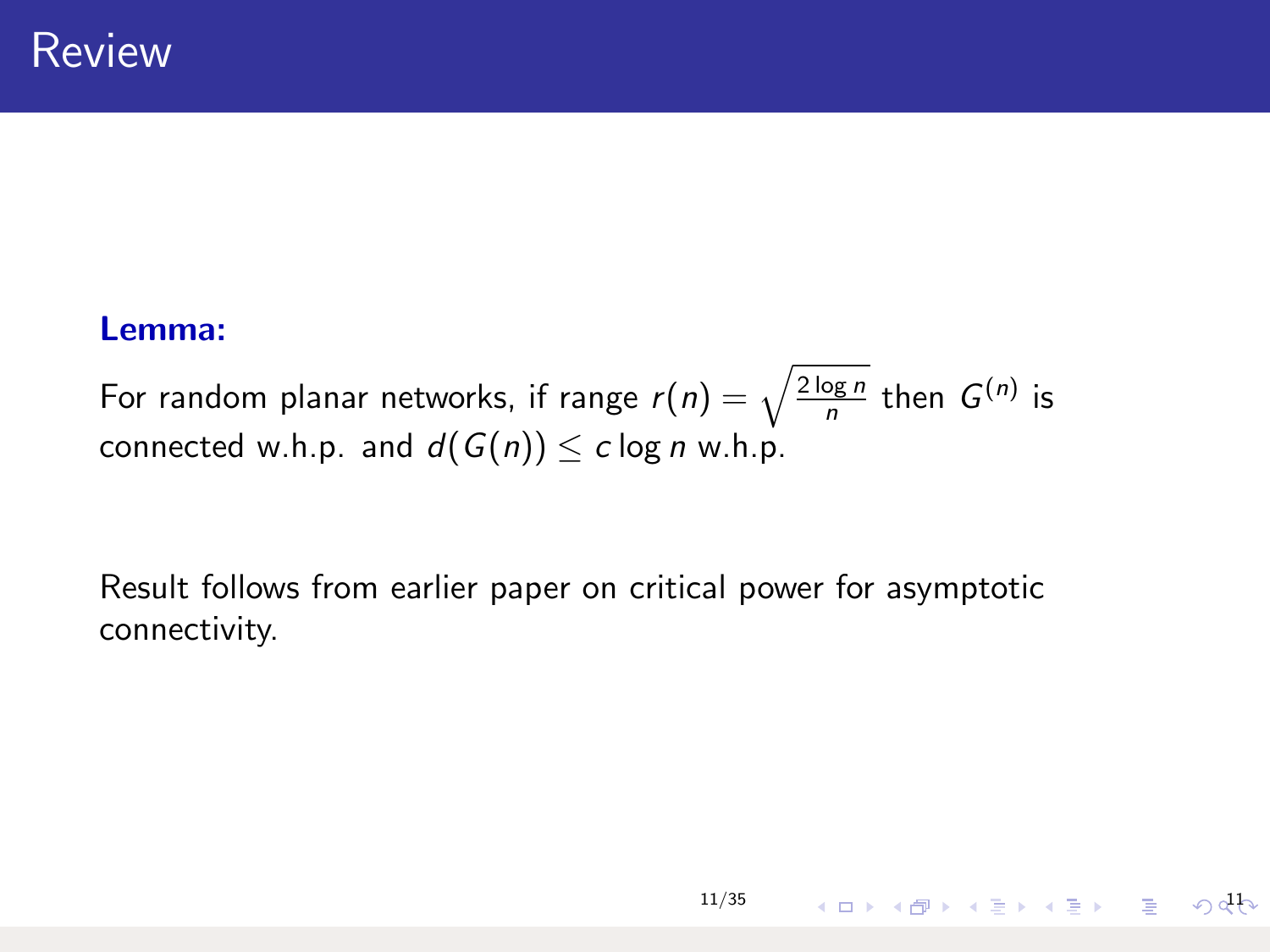# Review

**Lemma:**

For random planar networks, if range $r(n) = \sqrt{\frac{2 \log n}{n}}$ then $G^{(n)}$ is connected w.h.p. and $d(G(n)) \leq c \log n$ w.h.p.

Result follows from earlier paper on critical power for asymptotic connectivity.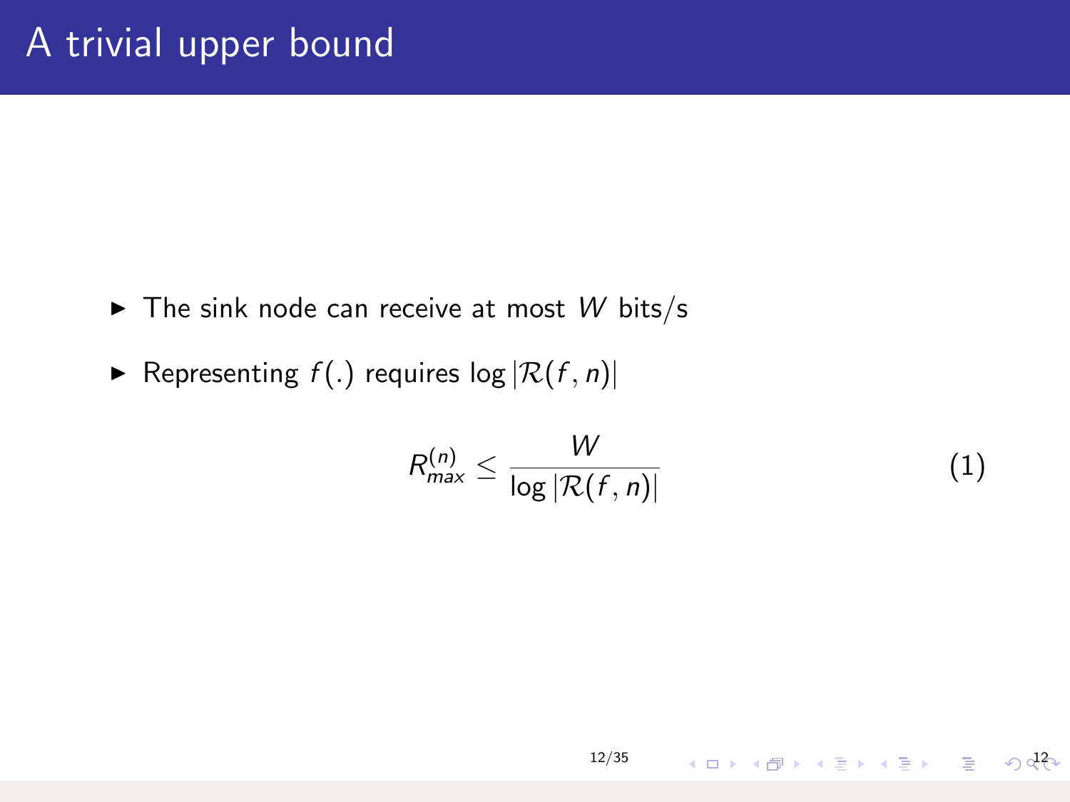# A trivial upper bound

- The sink node can receive at most $W$ bits/s
- Representing $f(.)$ requires $\log |\mathcal{R}(f, n)|$

$$R_{max}^{(n)} \leq \frac{W}{\log |\mathcal{R}(f, n)|} \tag{1}$$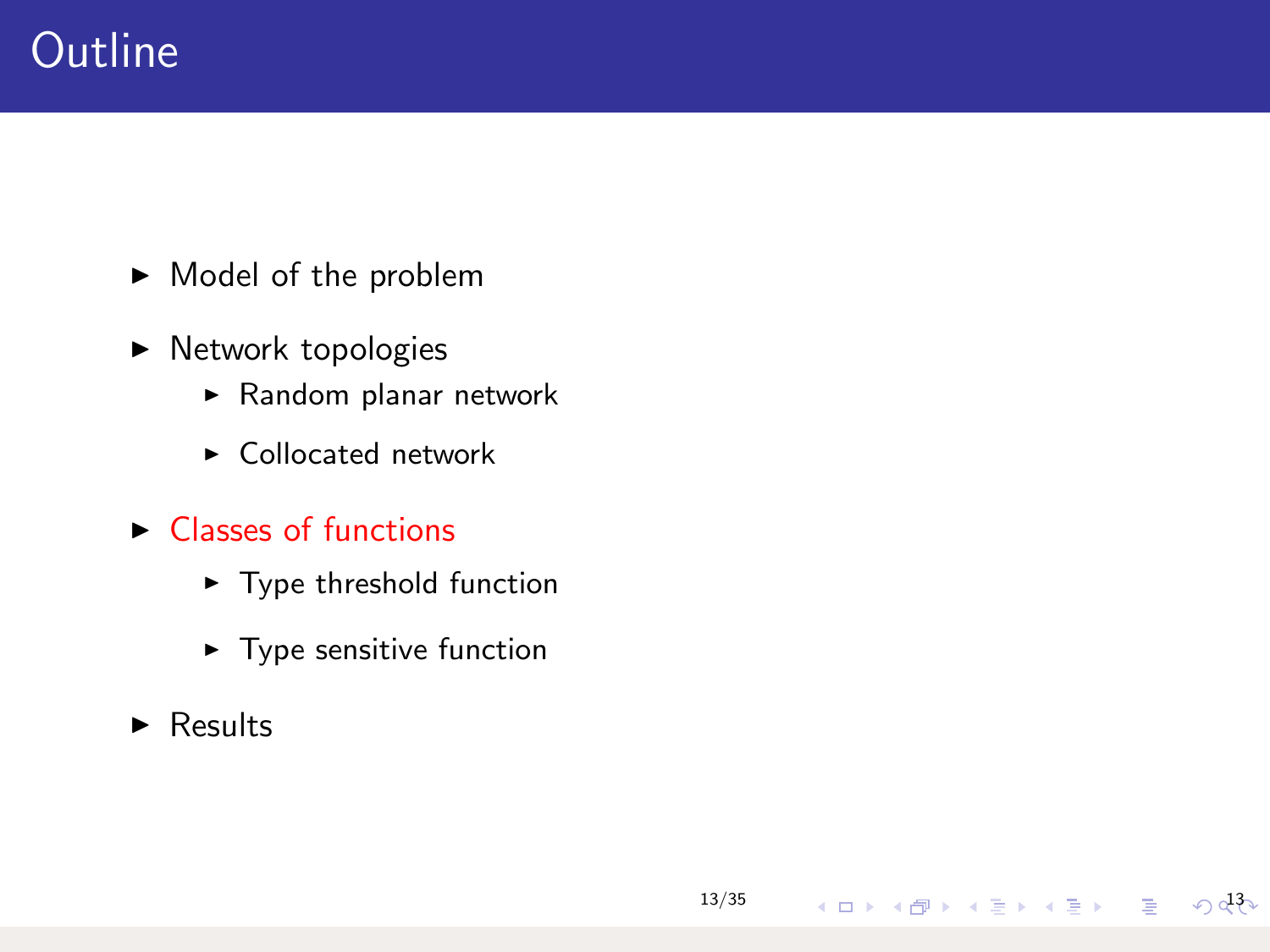# Outline

- Model of the problem
- Network topologies
  - Random planar network
  - Collocated network
- Classes of functions
  - Type threshold function
  - Type sensitive function
- Results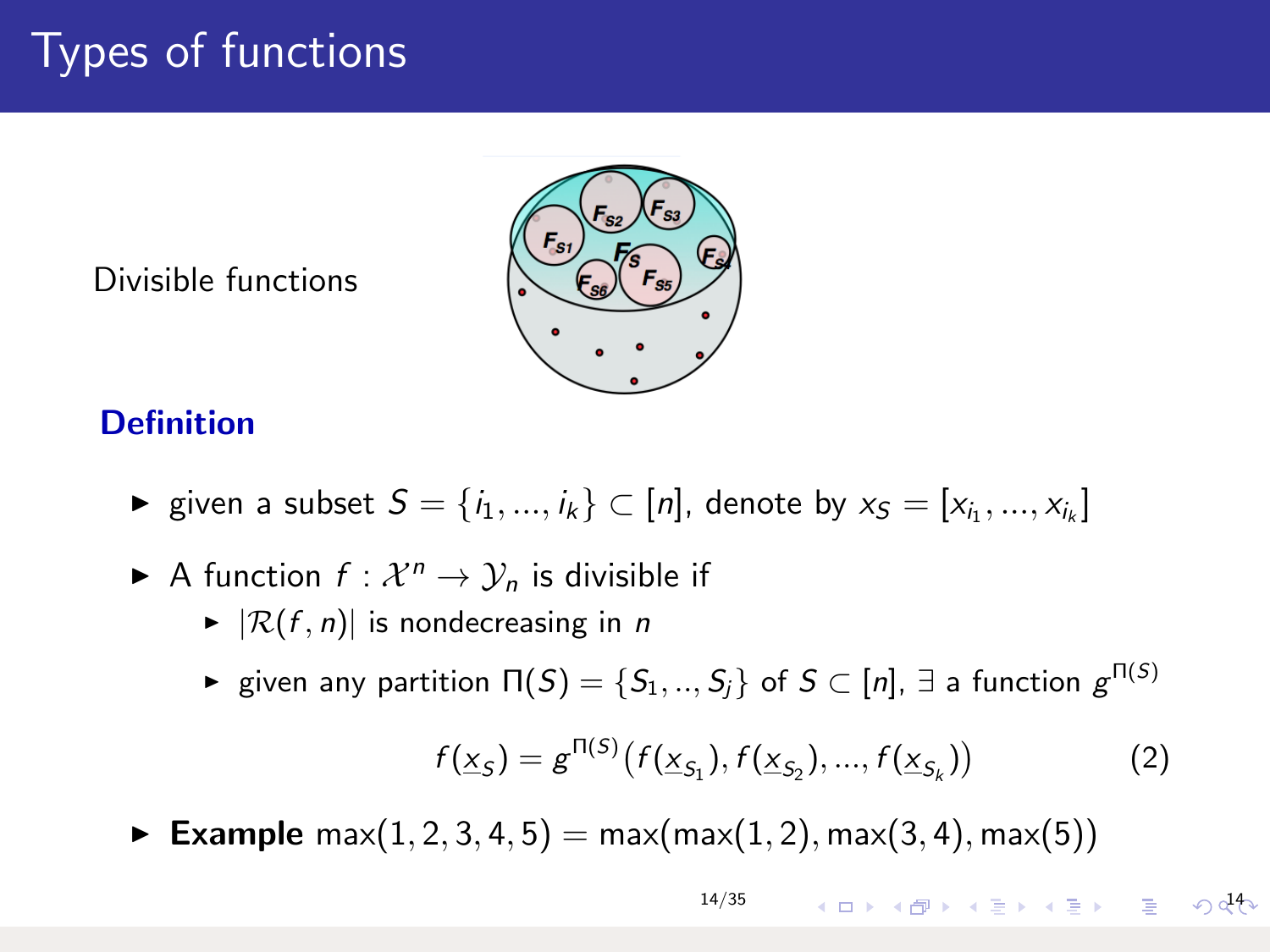# Types of functions

Divisible functions

**Definition**

- given a subset $S = \{i_1, ..., i_k\} \subset [n]$, denote by $x_S = [x_{i_1}, ..., x_{i_k}]$
- A function $f : \mathcal{X}^n \to \mathcal{Y}_n$ is divisible if
  - $|\mathcal{R}(f, n)|$ is nondecreasing in $n$
  - given any partition $\Pi(S) = \{S_1, .., S_j\}$ of $S \subset [n]$, $\exists$ a function $g^{\Pi(S)}$

$$f(\underline{x}_S) = g^{\Pi(S)}(f(\underline{x}_{S_1}), f(\underline{x}_{S_2}), ..., f(\underline{x}_{S_k})) \quad (2)$$

- **Example** $\max(1, 2, 3, 4, 5) = \max(\max(1, 2), \max(3, 4), \max(5))$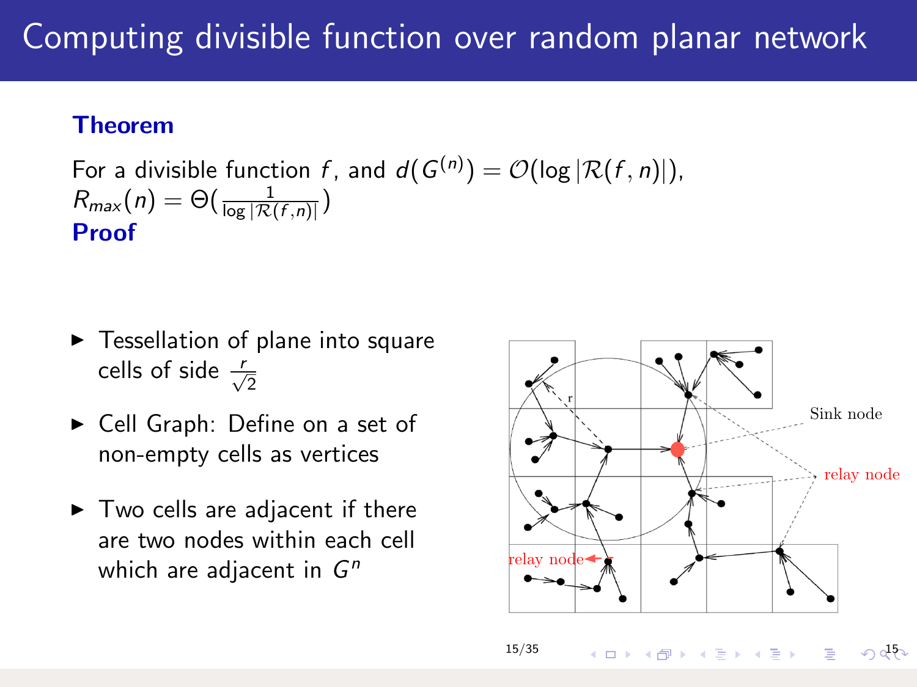# Computing divisible function over random planar network

**Theorem**

For a divisible function $f$, and $d(G^{(n)}) = \mathcal{O}(\log |\mathcal{R}(f, n)|)$,
$R_{max}(n) = \Theta(\frac{1}{\log |\mathcal{R}(f,n)|})$

**Proof**

- Tessellation of plane into square cells of side $\frac{r}{\sqrt{2}}$
- Cell Graph: Define on a set of non-empty cells as vertices
- Two cells are adjacent if there are two nodes within each cell which are adjacent in $G^n$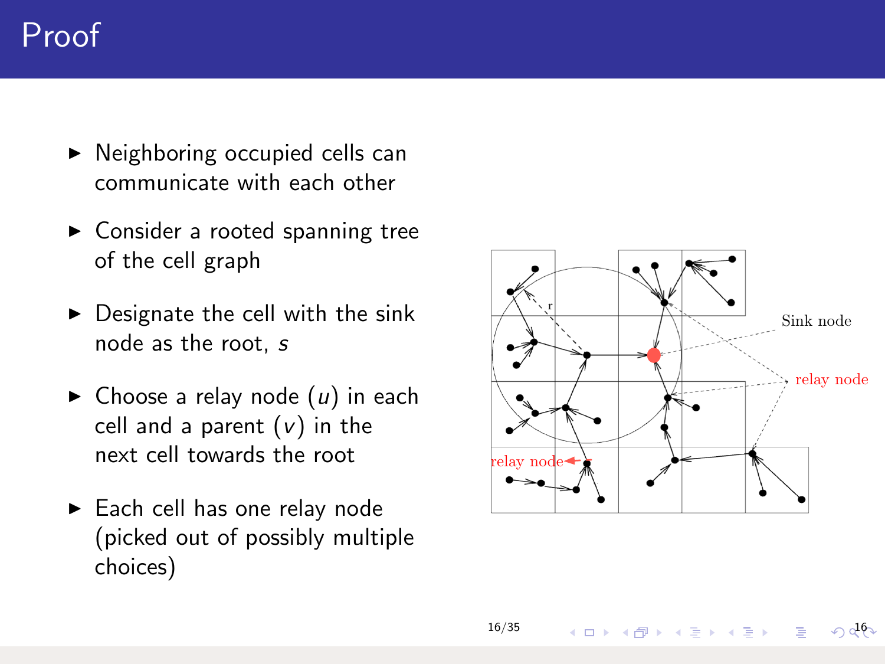# Proof

- Neighboring occupied cells can communicate with each other
- Consider a rooted spanning tree of the cell graph
- Designate the cell with the sink node as the root, $s$
- Choose a relay node ($u$) in each cell and a parent ($v$) in the next cell towards the root
- Each cell has one relay node (picked out of possibly multiple choices)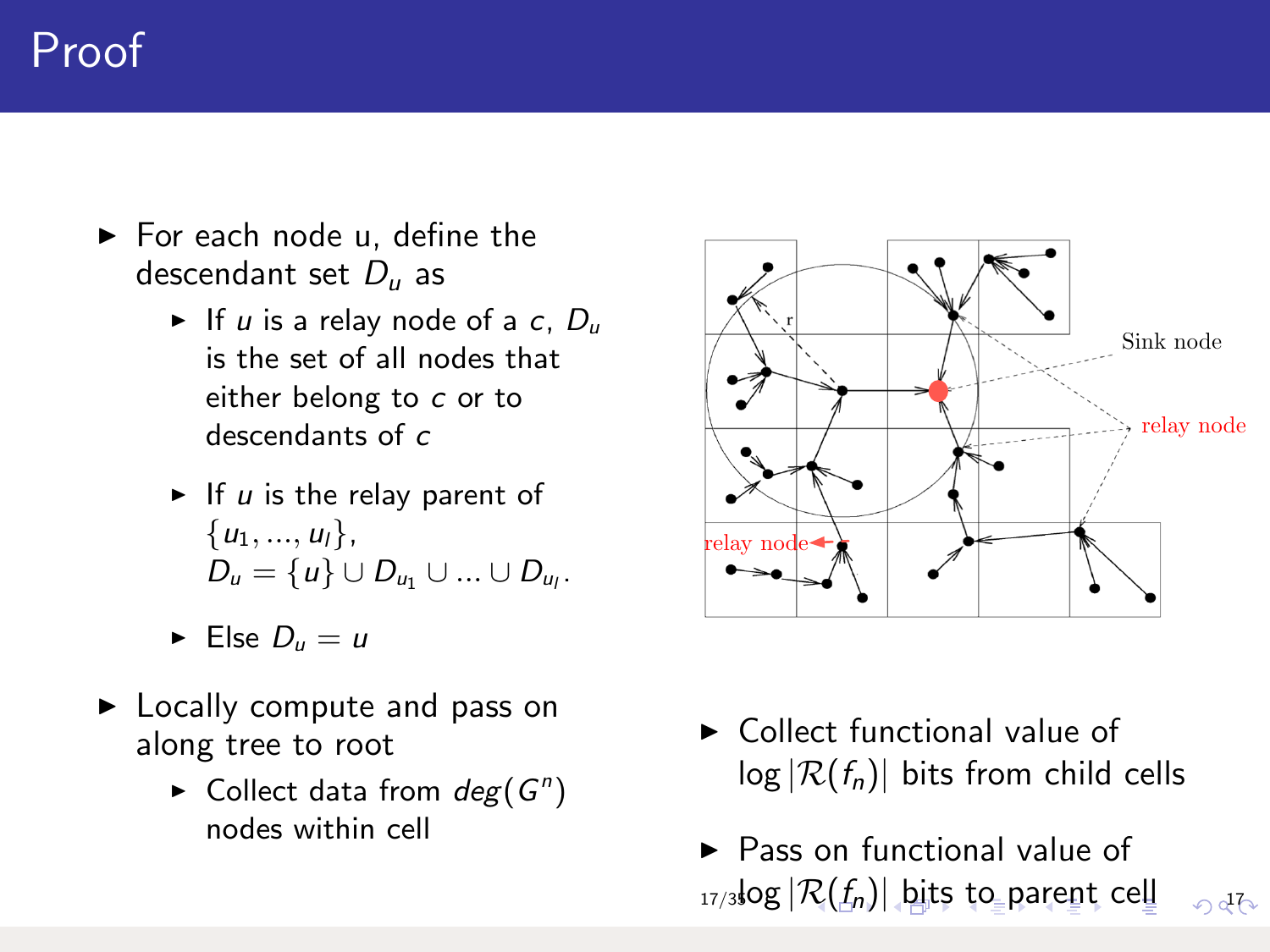# Proof

- For each node u, define the descendant set $D_u$ as
  - If $u$ is a relay node of a $c$, $D_u$ is the set of all nodes that either belong to $c$ or to descendants of $c$
  - If $u$ is the relay parent of $\{u_1, ..., u_l\}$, $D_u = \{u\} \cup D_{u_1} \cup ... \cup D_{u_l}$.
  - Else $D_u = u$
- Locally compute and pass on along tree to root
  - Collect data from $deg(G^n)$ nodes within cell

- Collect functional value of $\log |\mathcal{R}(f_n)|$ bits from child cells
- Pass on functional value of $\log |\mathcal{R}(f_n)|$ bits to parent cell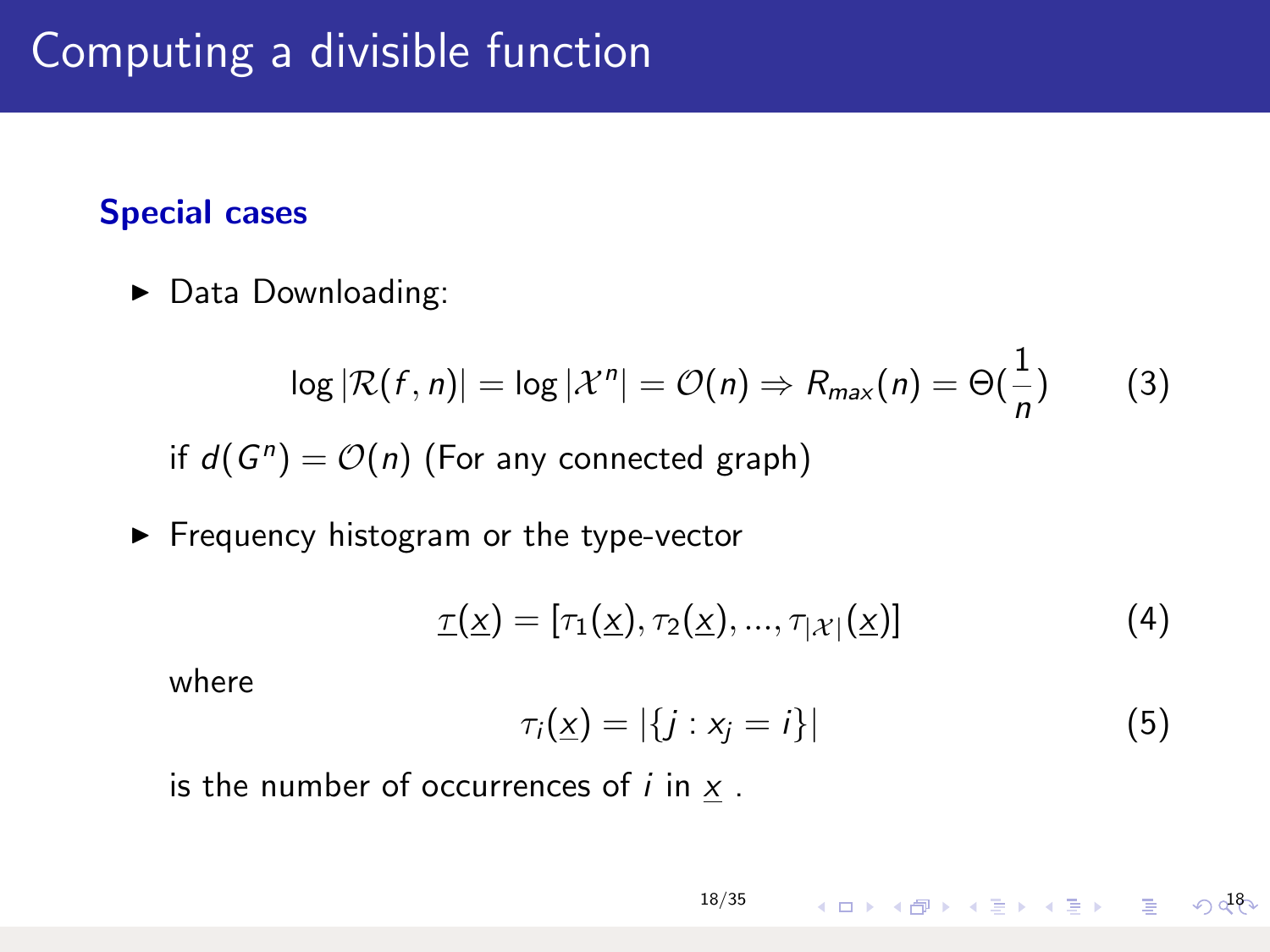# Computing a divisible function

### Special cases

- Data Downloading:

$$\log|\mathcal{R}(f,n)| = \log|\mathcal{X}^n| = \mathcal{O}(n) \Rightarrow R_{max}(n) = \Theta(\frac{1}{n}) \tag{3}$$

  if $d(G^n) = \mathcal{O}(n)$ (For any connected graph)

- Frequency histogram or the type-vector

$$\underline{\tau}(\underline{x}) = [\tau_1(\underline{x}), \tau_2(\underline{x}), ..., \tau_{|\mathcal{X}|}(\underline{x})] \tag{4}$$

  where

$$\tau_i(\underline{x}) = |\{j : x_j = i\}| \tag{5}$$

  is the number of occurrences of $i$ in $\underline{x}$ .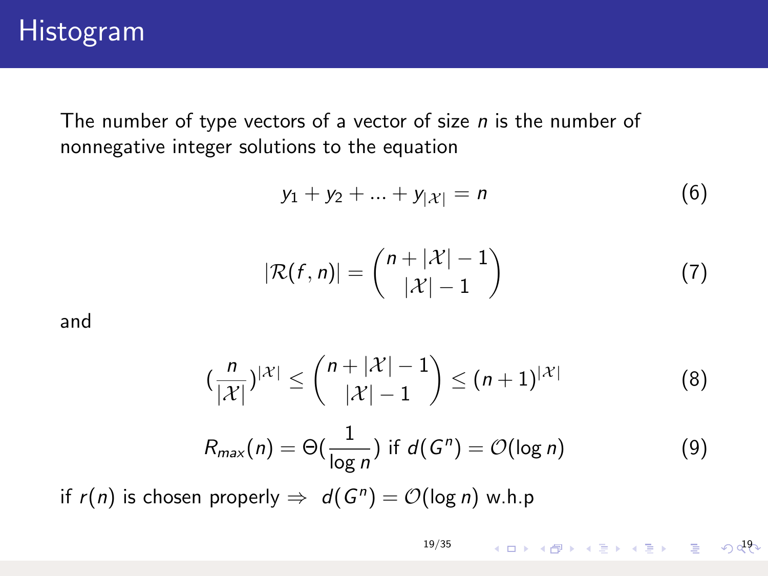# Histogram

The number of type vectors of a vector of size $n$ is the number of nonnegative integer solutions to the equation

$$y_1 + y_2 + ... + y_{|\mathcal{X}|} = n \tag{6}$$

$$|\mathcal{R}(f, n)| = \binom{n + |\mathcal{X}| - 1}{|\mathcal{X}| - 1} \tag{7}$$

and

$$(\frac{n}{|\mathcal{X}|})^{|\mathcal{X}|} \leq \binom{n + |\mathcal{X}| - 1}{|\mathcal{X}| - 1} \leq (n+1)^{|\mathcal{X}|} \tag{8}$$

$$R_{max}(n) = \Theta(\frac{1}{\log n}) \text{ if } d(G^n) = \mathcal{O}(\log n) \tag{9}$$

if $r(n)$ is chosen properly $\Rightarrow$ $d(G^n) = \mathcal{O}(\log n)$ w.h.p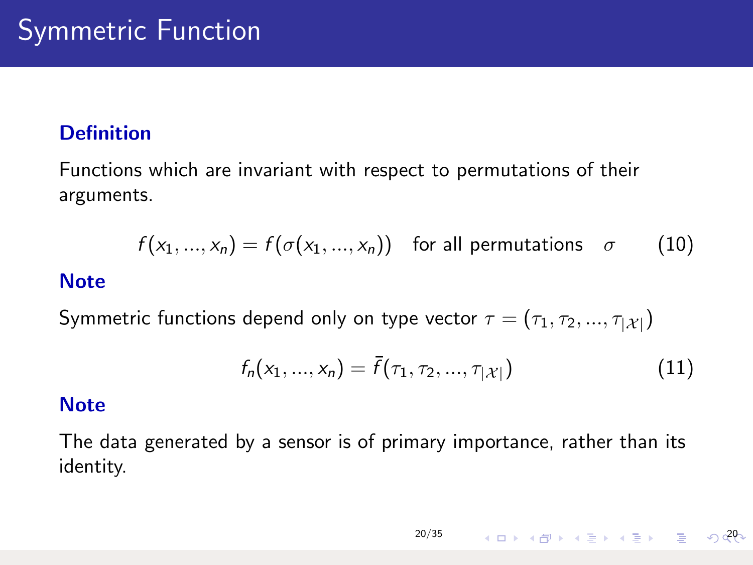# Symmetric Function

**Definition**

Functions which are invariant with respect to permutations of their arguments.

$$f(x_1, ..., x_n) = f(\sigma(x_1, ..., x_n)) \quad \text{for all permutations} \quad \sigma \tag{10}$$

**Note**

Symmetric functions depend only on type vector $\tau = (\tau_1, \tau_2, ..., \tau_{|\mathcal{X}|})$

$$f_n(x_1, ..., x_n) = \bar{f}(\tau_1, \tau_2, ..., \tau_{|\mathcal{X}|}) \tag{11}$$

**Note**

The data generated by a sensor is of primary importance, rather than its identity.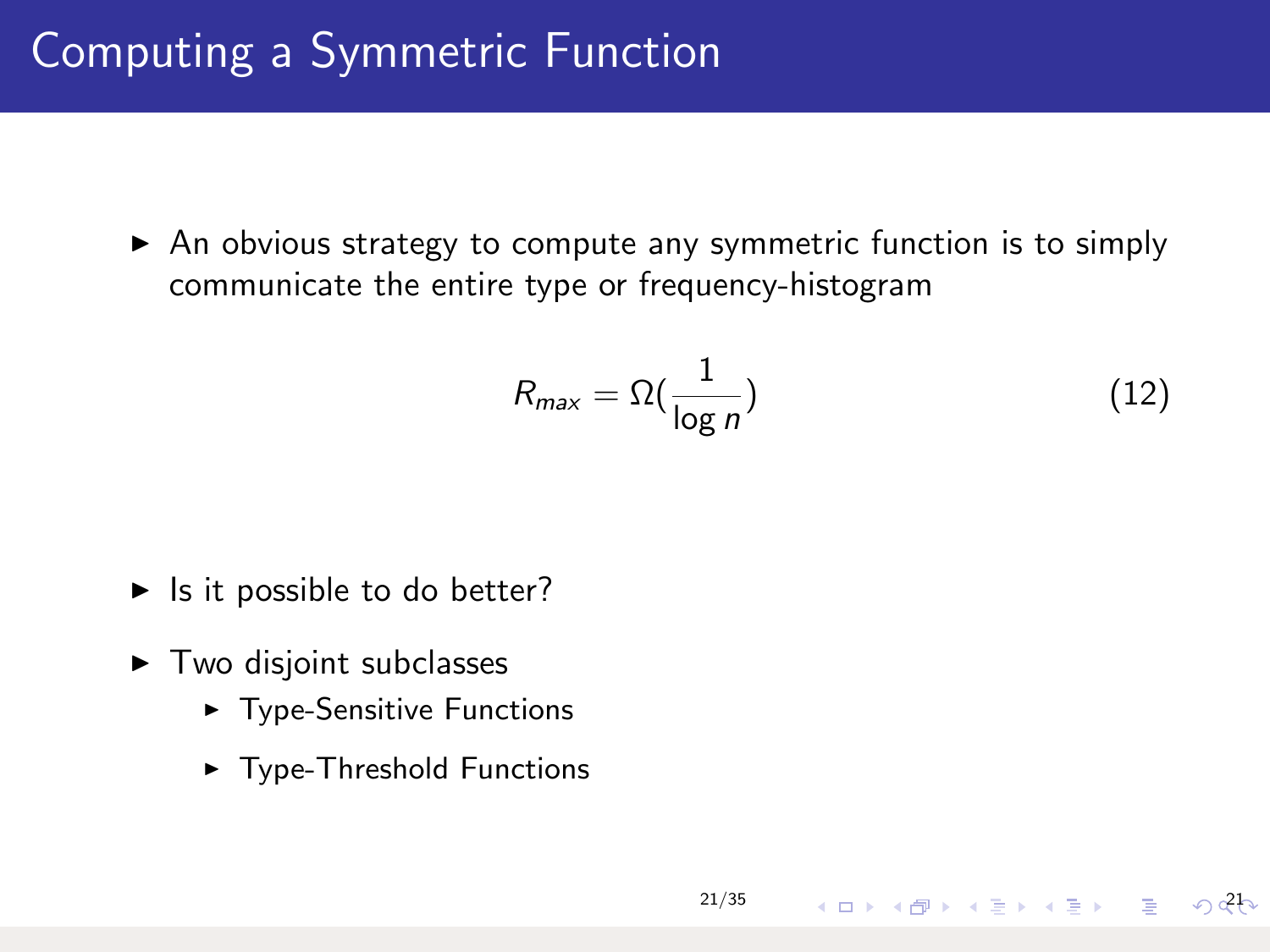# Computing a Symmetric Function

- An obvious strategy to compute any symmetric function is to simply communicate the entire type or frequency-histogram

$$R_{max} = \Omega(\frac{1}{\log n}) \tag{12}$$

- Is it possible to do better?
- Two disjoint subclasses
  - Type-Sensitive Functions
  - Type-Threshold Functions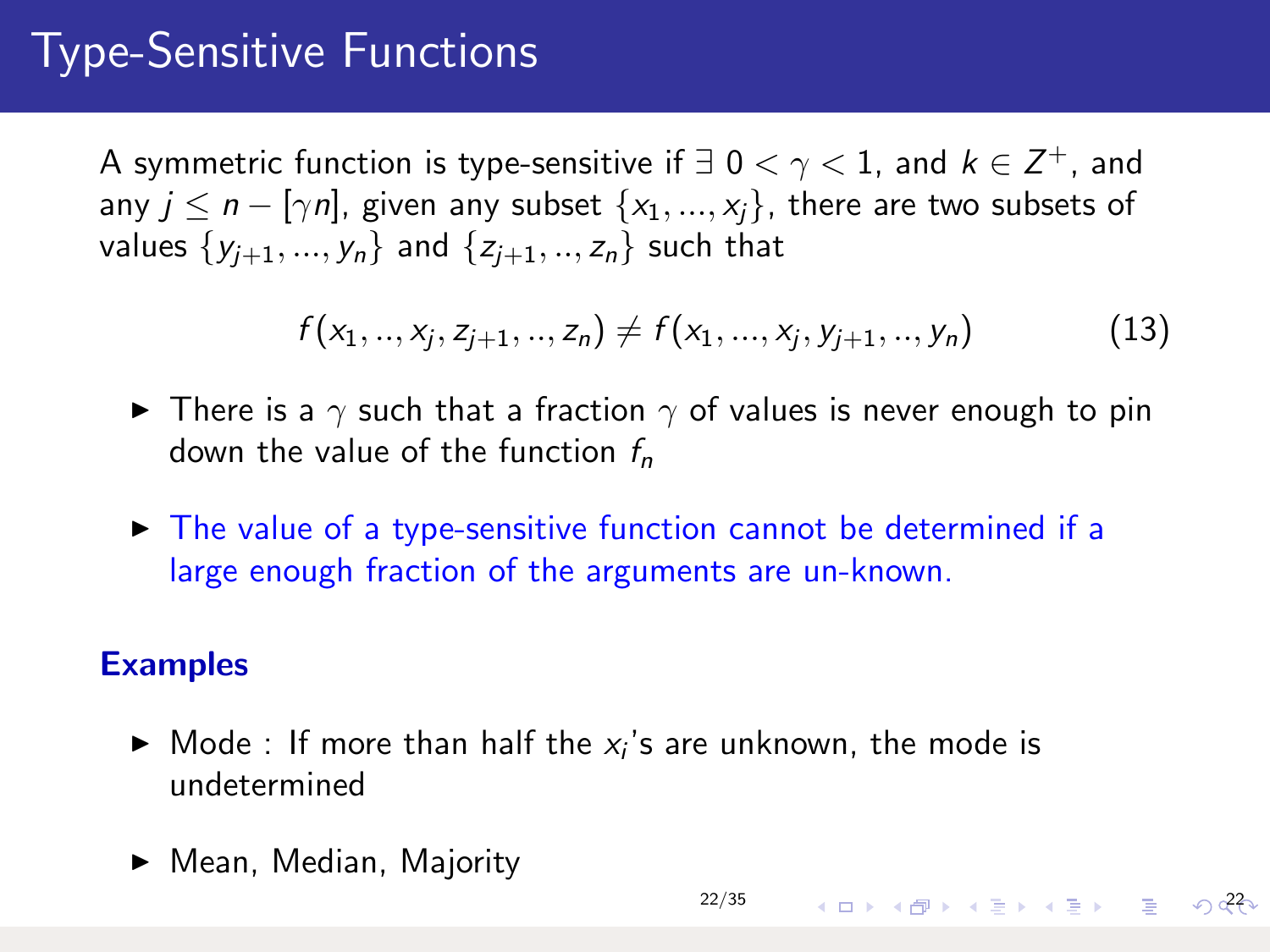# Type-Sensitive Functions

A symmetric function is type-sensitive if $\exists\ 0 < \gamma < 1$, and $k \in Z^{+}$, and any $j \leq n - [\gamma n]$, given any subset $\{x_1, ..., x_j\}$, there are two subsets of values $\{y_{j+1}, ..., y_n\}$ and $\{z_{j+1}, .., z_n\}$ such that

$$f(x_1, .., x_j, z_{j+1}, .., z_n) \neq f(x_1, ..., x_j, y_{j+1}, .., y_n) \tag{13}$$

- There is a $\gamma$ such that a fraction $\gamma$ of values is never enough to pin down the value of the function $f_n$
- The value of a type-sensitive function cannot be determined if a large enough fraction of the arguments are un-known.

**Examples**

- Mode : If more than half the $x_i$'s are unknown, the mode is undetermined
- Mean, Median, Majority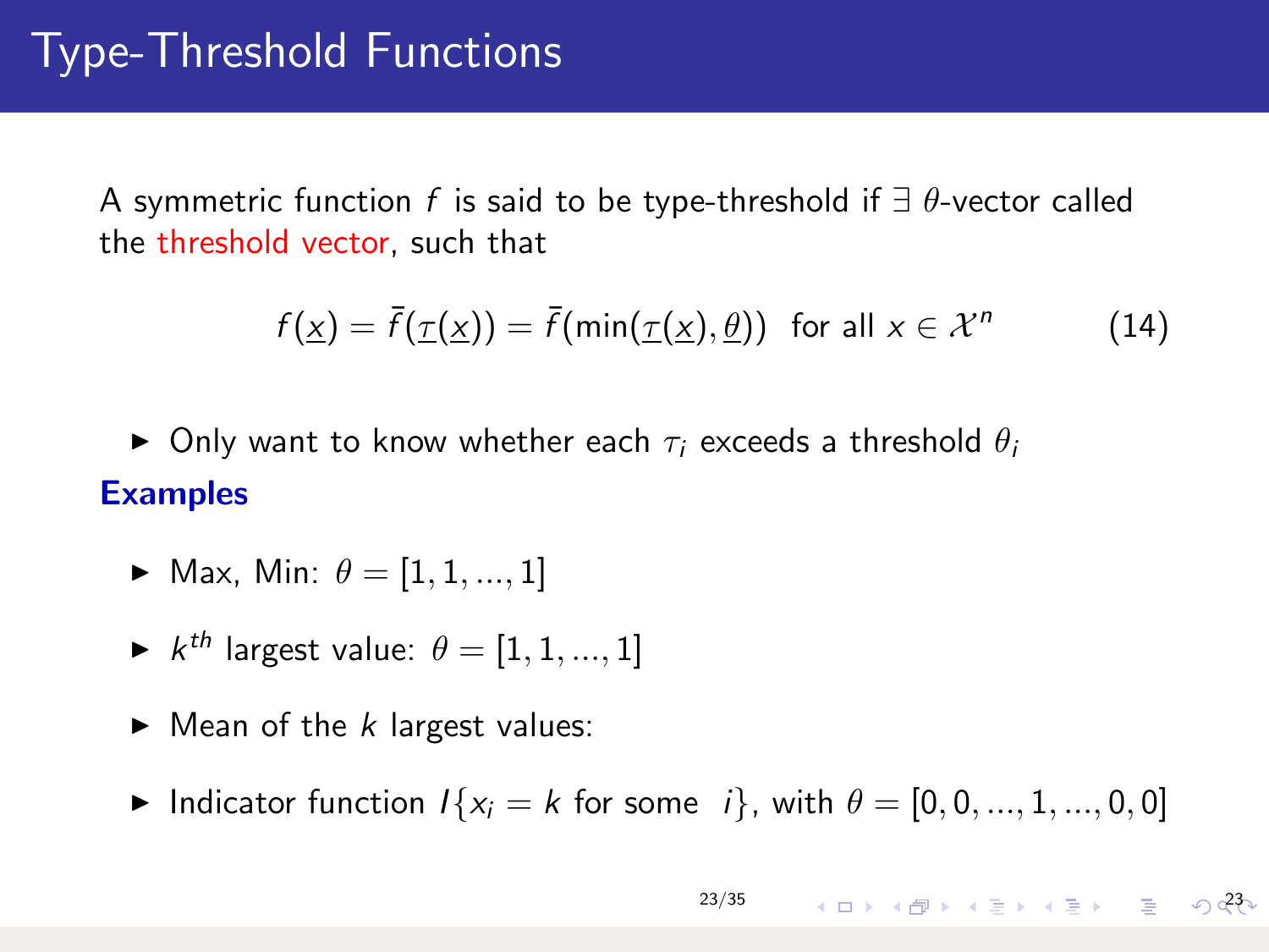# Type-Threshold Functions

A symmetric function $f$ is said to be type-threshold if $\exists$ $\theta$-vector called the threshold vector, such that

$$f(\underline{x}) = \bar{f}(\underline{\tau}(\underline{x})) = \bar{f}(\min(\underline{\tau}(\underline{x}), \underline{\theta})) \text{ for all } x \in \mathcal{X}^n \tag{14}$$

- Only want to know whether each $\tau_i$ exceeds a threshold $\theta_i$

**Examples**

- Max, Min: $\theta = [1, 1, ..., 1]$
- $k^{th}$ largest value: $\theta = [1, 1, ..., 1]$
- Mean of the $k$ largest values:
- Indicator function $I\{x_i = k \text{ for some } i\}$, with $\theta = [0, 0, ..., 1, ..., 0, 0]$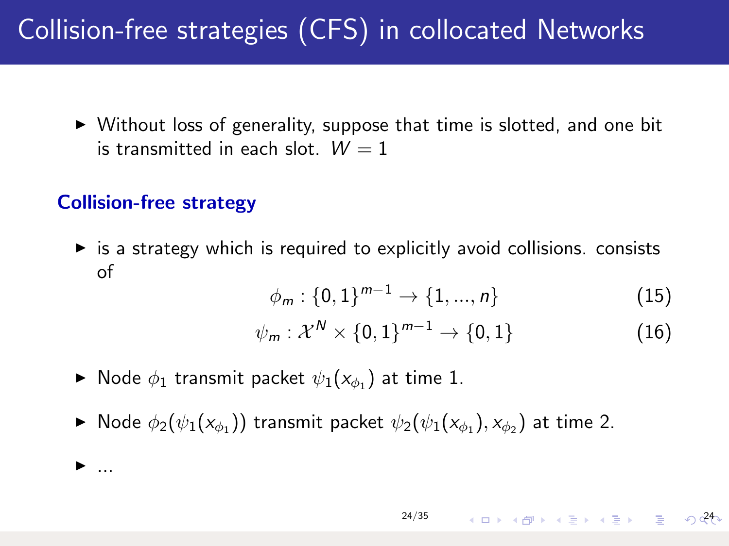# Collision-free strategies (CFS) in collocated Networks

- Without loss of generality, suppose that time is slotted, and one bit is transmitted in each slot. $W = 1$

### Collision-free strategy

- is a strategy which is required to explicitly avoid collisions. consists of

$$\phi_m : \{0, 1\}^{m-1} \rightarrow \{1, ..., n\} \tag{15}$$

$$\psi_m : \mathcal{X}^N \times \{0, 1\}^{m-1} \rightarrow \{0, 1\} \tag{16}$$

- Node $\phi_1$ transmit packet $\psi_1(x_{\phi_1})$ at time 1.
- Node $\phi_2(\psi_1(x_{\phi_1}))$ transmit packet $\psi_2(\psi_1(x_{\phi_1}), x_{\phi_2})$ at time 2.
- ...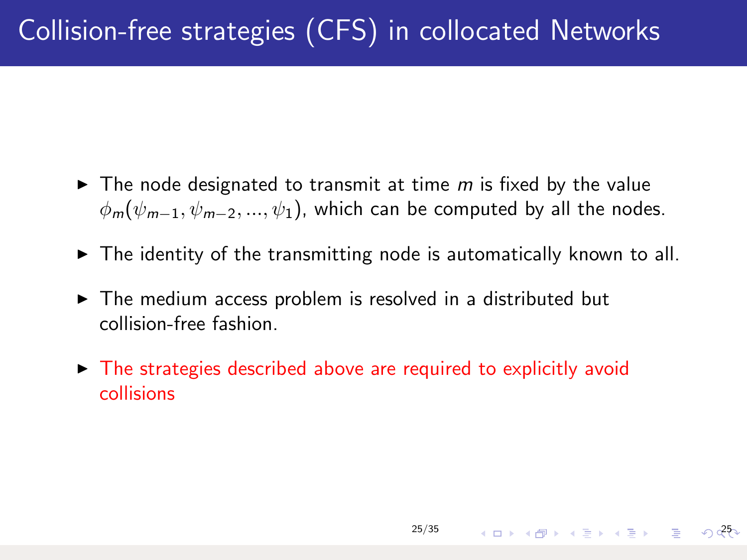# Collision-free strategies (CFS) in collocated Networks

- The node designated to transmit at time $m$ is fixed by the value $\phi_m(\psi_{m-1}, \psi_{m-2}, ..., \psi_1)$, which can be computed by all the nodes.
- The identity of the transmitting node is automatically known to all.
- The medium access problem is resolved in a distributed but collision-free fashion.
- The strategies described above are required to explicitly avoid collisions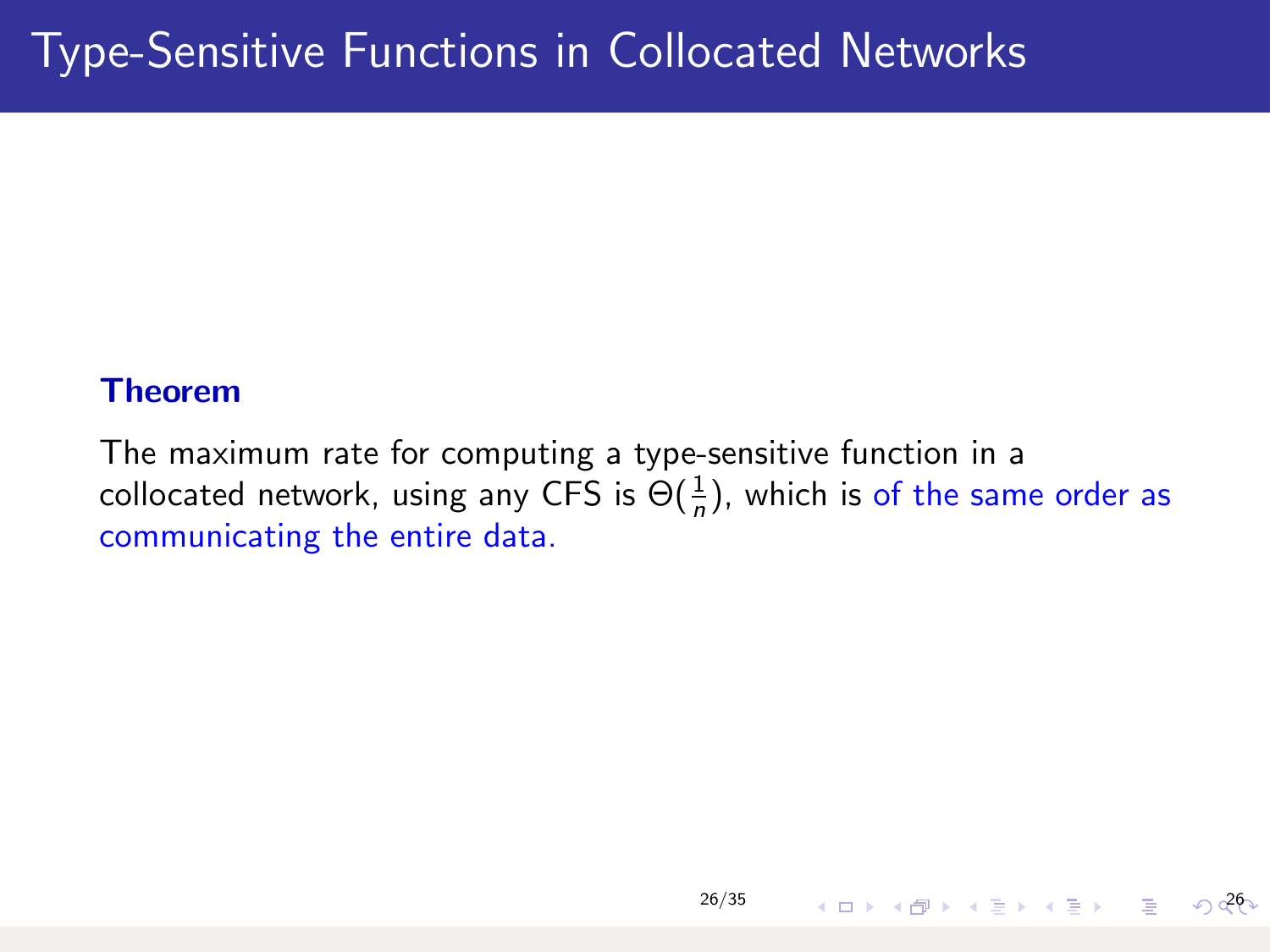# Type-Sensitive Functions in Collocated Networks

**Theorem**

The maximum rate for computing a type-sensitive function in a collocated network, using any CFS is $\Theta(\frac{1}{n})$, which is of the same order as communicating the entire data.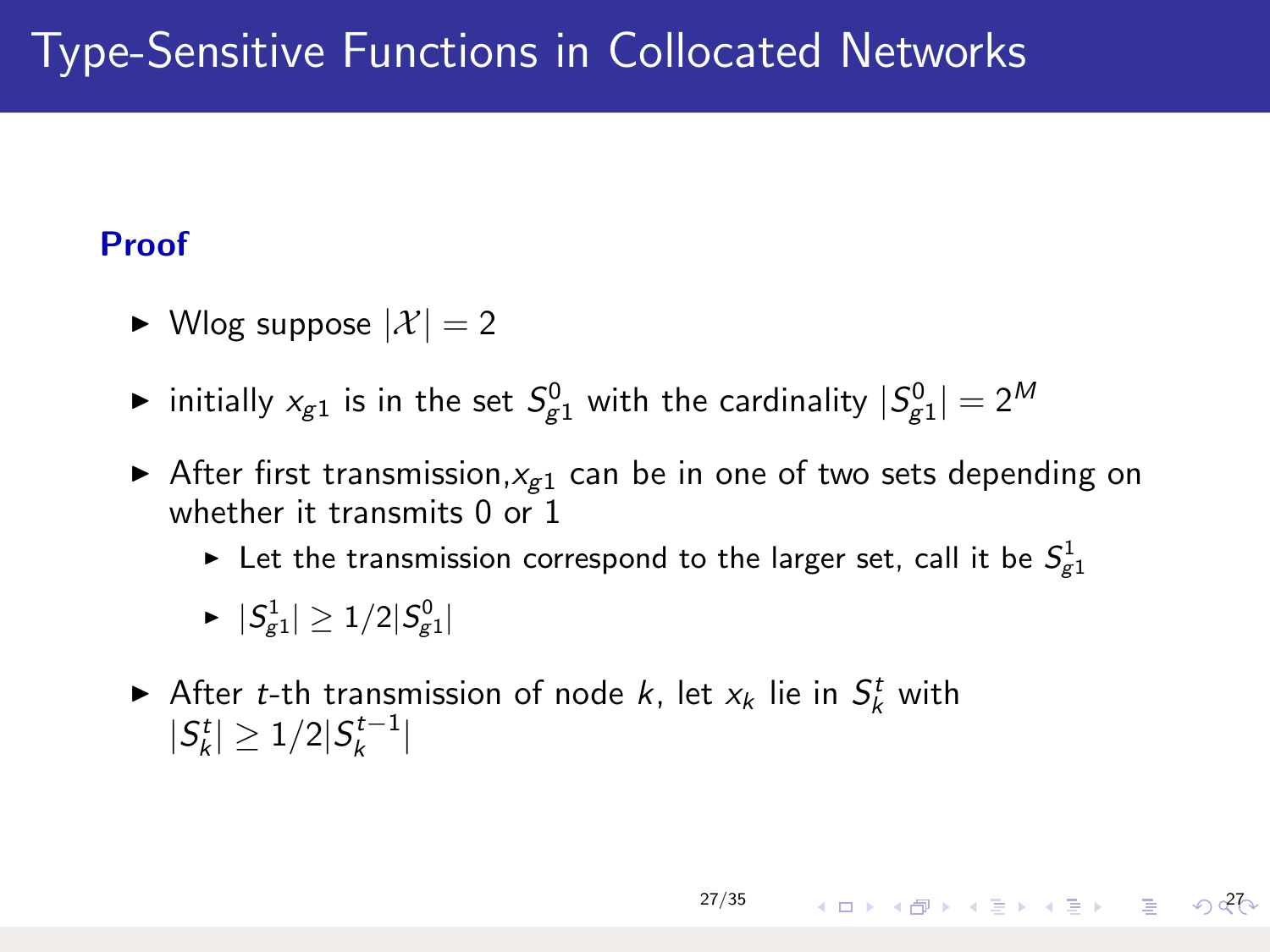# Type-Sensitive Functions in Collocated Networks

**Proof**

- Wlog suppose $|\mathcal{X}| = 2$
- initially $x_{g1}$ is in the set $S_{g1}^0$ with the cardinality $|S_{g1}^0| = 2^M$
- After first transmission, $x_{g1}$ can be in one of two sets depending on whether it transmits 0 or 1
  - Let the transmission correspond to the larger set, call it be $S_{g1}^1$
  - $|S_{g1}^1| \geq 1/2|S_{g1}^0|$
- After $t$-th transmission of node $k$, let $x_k$ lie in $S_k^t$ with $|S_k^t| \geq 1/2|S_k^{t-1}|$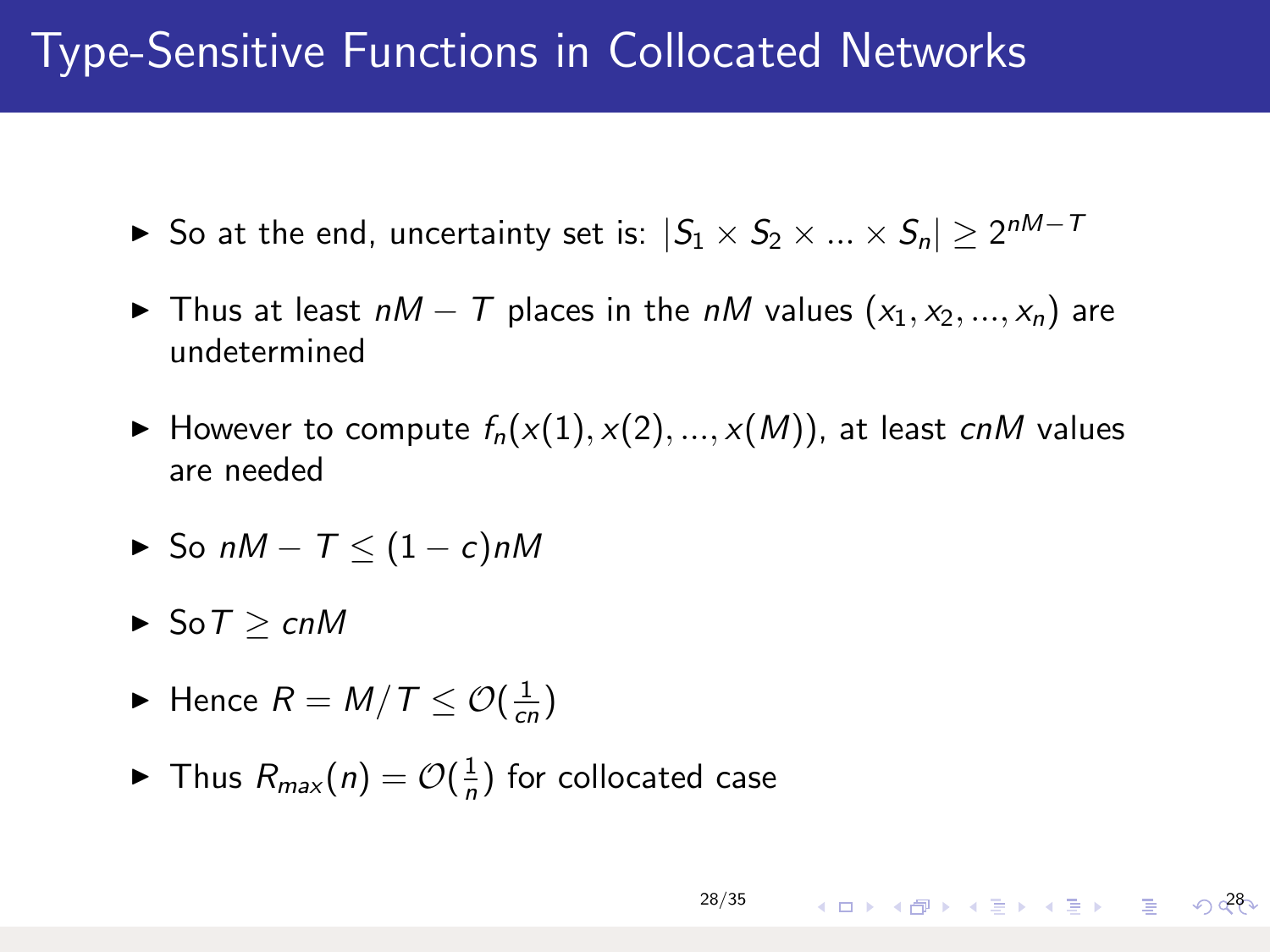# Type-Sensitive Functions in Collocated Networks

- So at the end, uncertainty set is: $|S_1 \times S_2 \times ... \times S_n| \geq 2^{nM-T}$
- Thus at least $nM - T$ places in the $nM$ values $(x_1, x_2, ..., x_n)$ are undetermined
- However to compute $f_n(x(1), x(2), ..., x(M))$, at least $cnM$ values are needed
- So $nM - T \leq (1 - c)nM$
- So $T \geq cnM$
- Hence $R = M/T \leq \mathcal{O}(\frac{1}{cn})$
- Thus $R_{max}(n) = \mathcal{O}(\frac{1}{n})$ for collocated case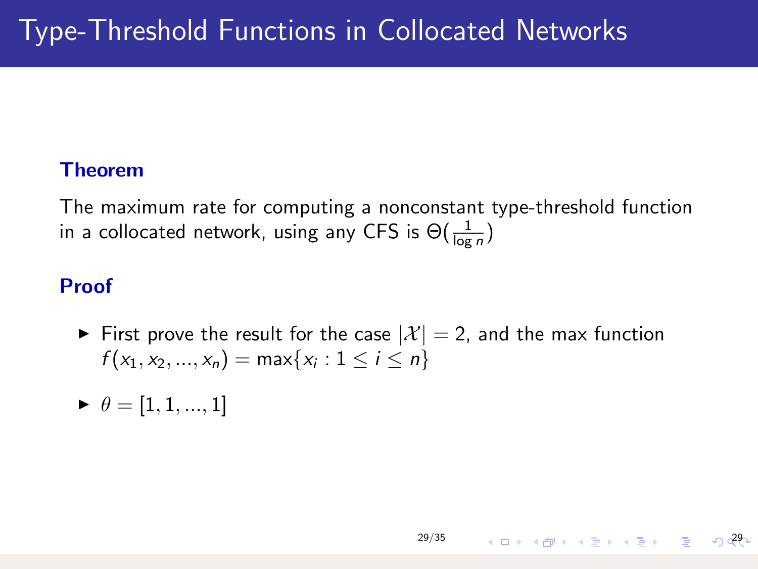# Type-Threshold Functions in Collocated Networks

**Theorem**

The maximum rate for computing a nonconstant type-threshold function in a collocated network, using any CFS is $\Theta(\frac{1}{\log n})$

**Proof**

- First prove the result for the case $|\mathcal{X}| = 2$, and the max function $f(x_1, x_2, ..., x_n) = \max\{x_i : 1 \leq i \leq n\}$
- $\theta = [1, 1, ..., 1]$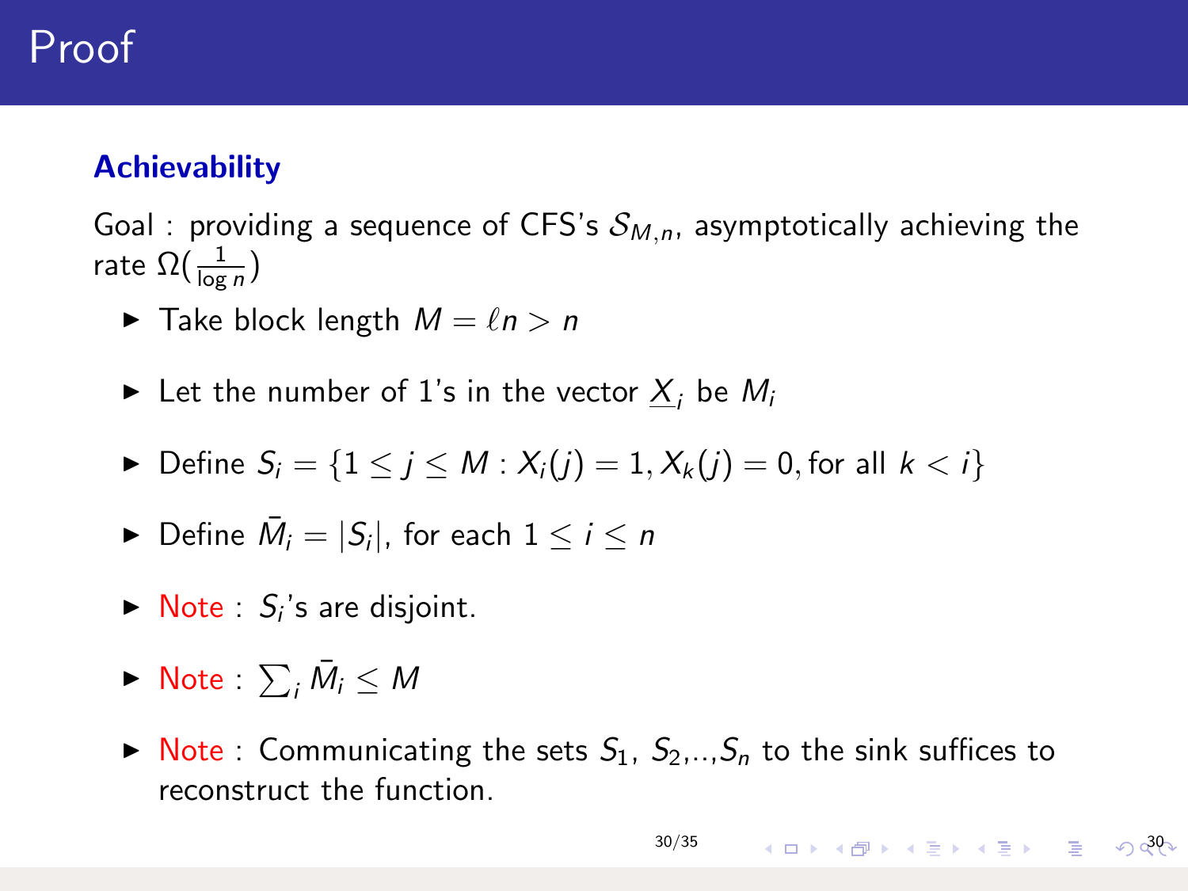# Proof

### Achievability

Goal : providing a sequence of CFS's $\mathcal{S}_{M,n}$, asymptotically achieving the rate $\Omega(\frac{1}{\log n})$

- Take block length $M = \ell n > n$
- Let the number of 1's in the vector $\underline{X}_i$ be $M_i$
- Define $S_i = \{1 \leq j \leq M : X_i(j) = 1, X_k(j) = 0, \text{for all } k < i\}$
- Define $\bar{M}_i = |S_i|$, for each $1 \leq i \leq n$
- Note : $S_i$'s are disjoint.
- Note : $\sum_i \bar{M}_i \leq M$
- Note : Communicating the sets $S_1$, $S_2$,..,$S_n$ to the sink suffices to reconstruct the function.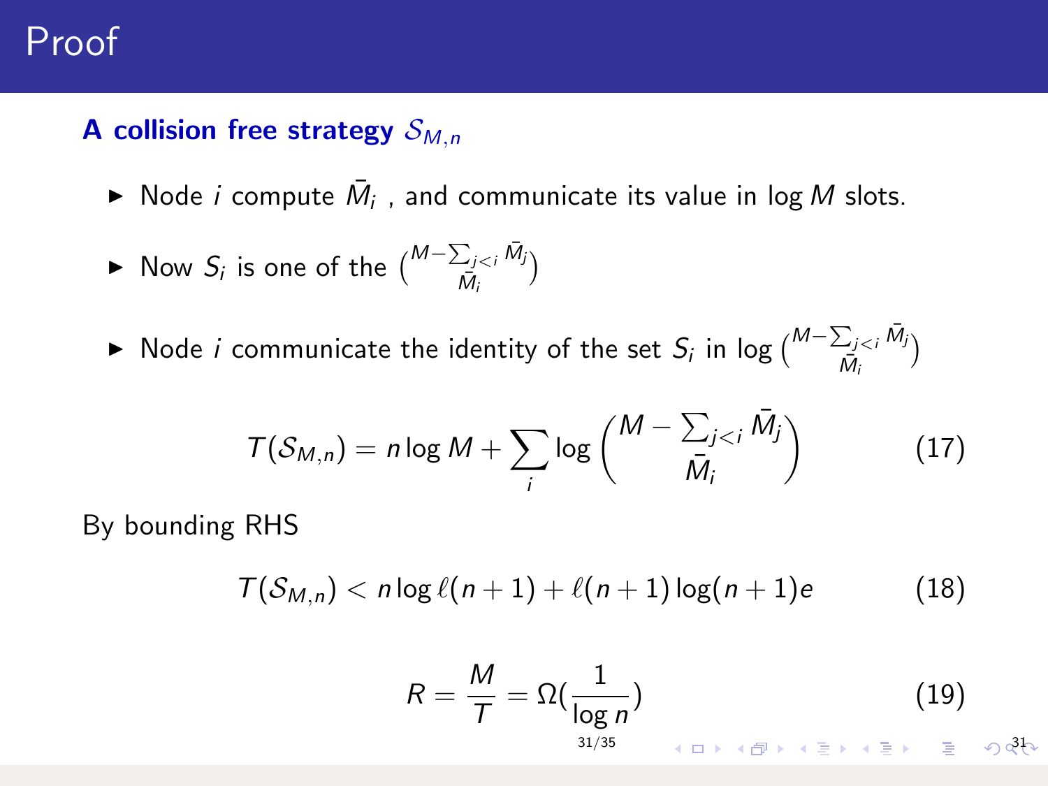# Proof

**A collision free strategy $\mathcal{S}_{M,n}$**

- Node $i$ compute $\bar{M}_i$ , and communicate its value in $\log M$ slots.
- Now $S_i$ is one of the $\binom{M-\sum_{j<i}\bar{M}_j}{\bar{M}_i}$
- Node $i$ communicate the identity of the set $S_i$ in $\log \binom{M-\sum_{j<i}\bar{M}_j}{\bar{M}_i}$

$$T(\mathcal{S}_{M,n}) = n \log M + \sum_i \log \binom{M - \sum_{j<i} \bar{M}_j}{\bar{M}_i} \tag{17}$$

By bounding RHS

$$T(\mathcal{S}_{M,n}) < n \log \ell(n+1) + \ell(n+1) \log(n+1)e \tag{18}$$

$$R = \frac{M}{T} = \Omega(\frac{1}{\log n}) \tag{19}$$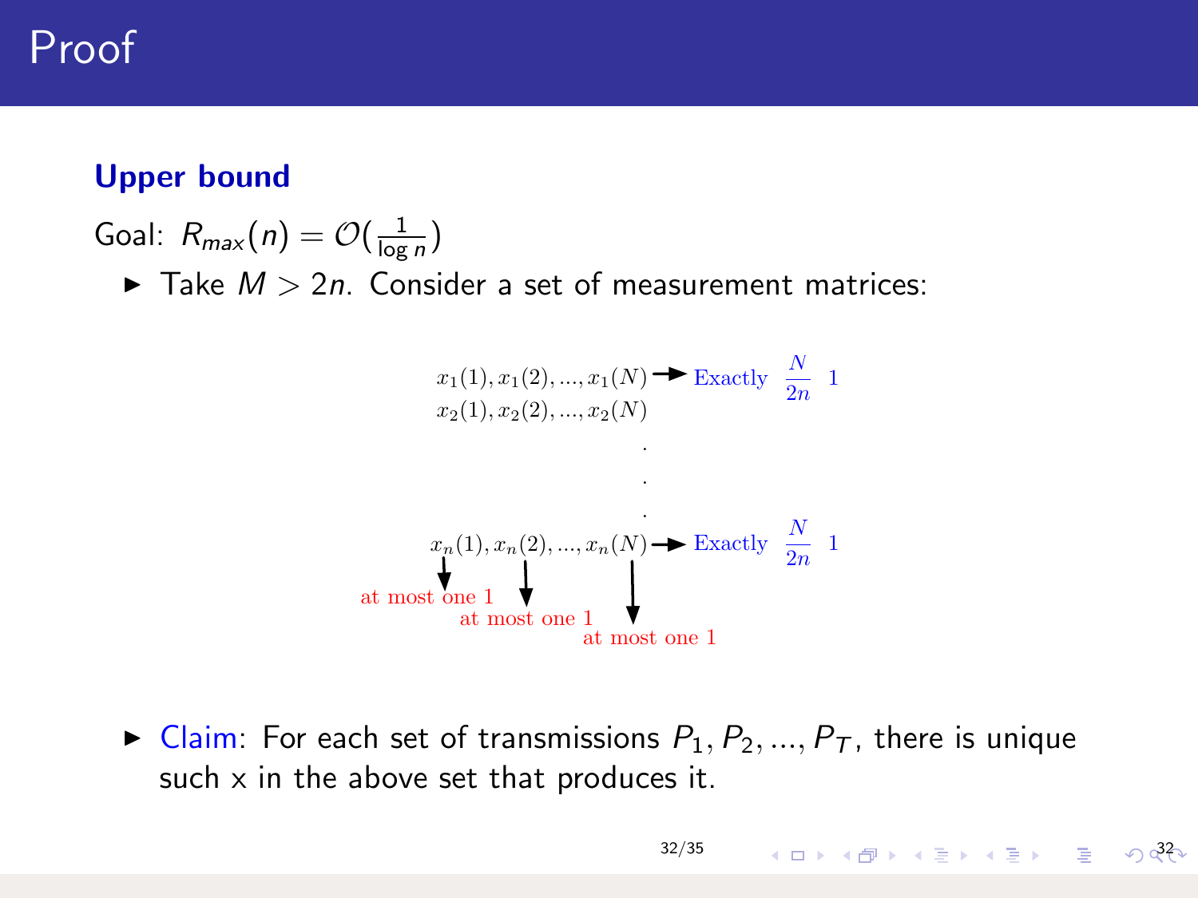# Proof

### Upper bound

Goal: $R_{max}(n) = \mathcal{O}(\frac{1}{\log n})$

- Take $M > 2n$. Consider a set of measurement matrices:

$x_1(1), x_1(2), ..., x_1(N)$ → Exactly $\frac{N}{2n}$ 1

$x_2(1), x_2(2), ..., x_2(N)$

.

.

.

$x_n(1), x_n(2), ..., x_n(N)$ → Exactly $\frac{N}{2n}$ 1

at most one 1 — at most one 1 — at most one 1

- Claim: For each set of transmissions $P_1, P_2, ..., P_T$, there is unique such x in the above set that produces it.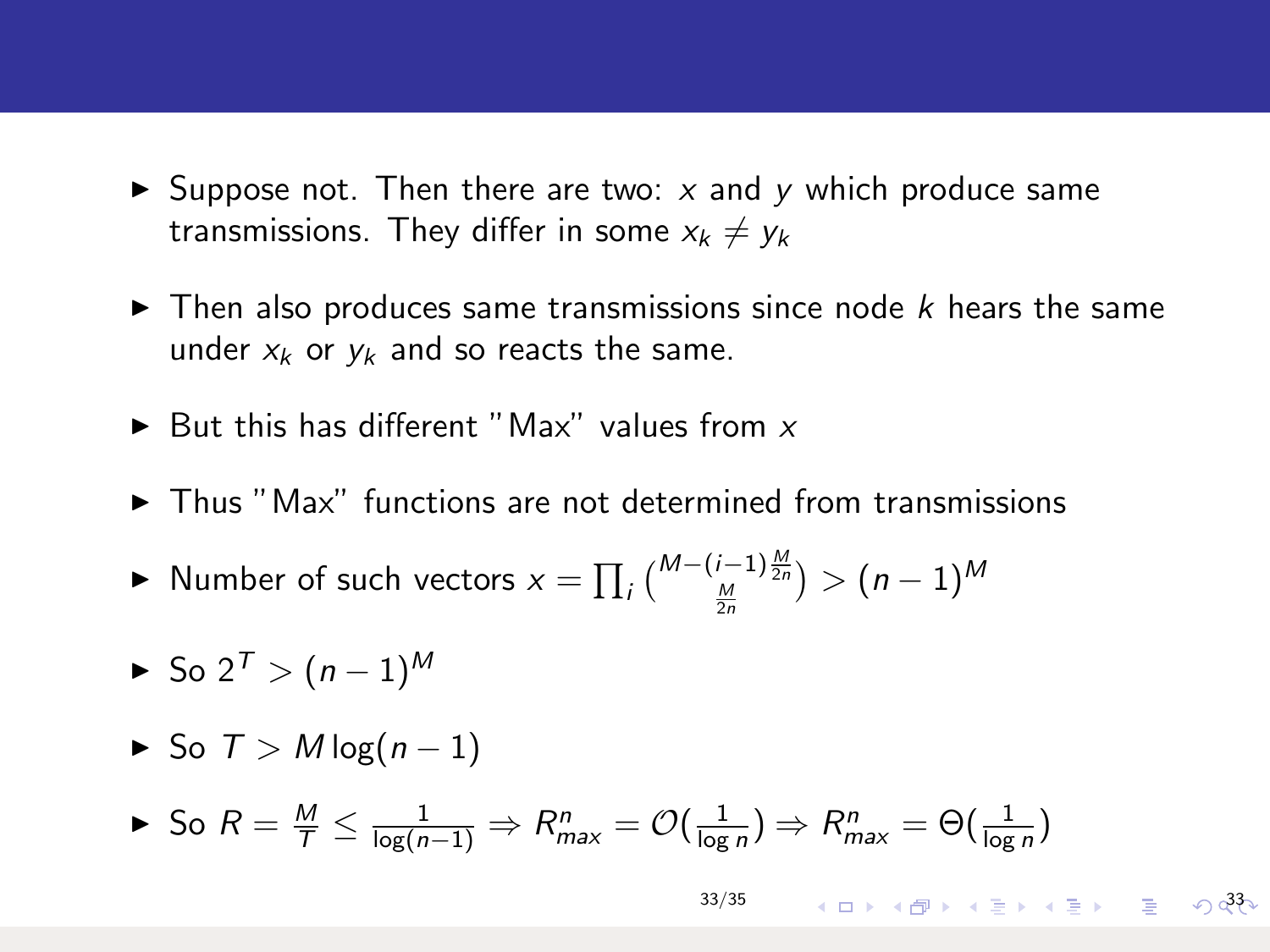- Suppose not. Then there are two: $x$ and $y$ which produce same transmissions. They differ in some $x_k \neq y_k$
- Then also produces same transmissions since node $k$ hears the same under $x_k$ or $y_k$ and so reacts the same.
- But this has different "Max" values from $x$
- Thus "Max" functions are not determined from transmissions
- Number of such vectors $x = \prod_i \binom{M-(i-1)\frac{M}{2n}}{\frac{M}{2n}} > (n-1)^M$
- So $2^T > (n-1)^M$
- So $T > M \log(n-1)$
- So $R = \frac{M}{T} \leq \frac{1}{\log(n-1)} \Rightarrow R^n_{max} = \mathcal{O}(\frac{1}{\log n}) \Rightarrow R^n_{max} = \Theta(\frac{1}{\log n})$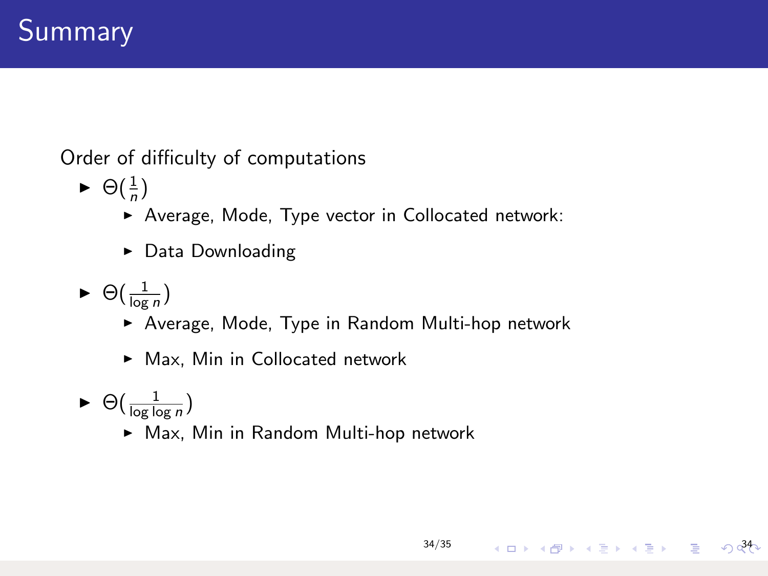# Summary

Order of difficulty of computations

- $\Theta(\frac{1}{n})$
  - Average, Mode, Type vector in Collocated network:
  - Data Downloading
- $\Theta(\frac{1}{\log n})$
  - Average, Mode, Type in Random Multi-hop network
  - Max, Min in Collocated network
- $\Theta(\frac{1}{\log \log n})$
  - Max, Min in Random Multi-hop network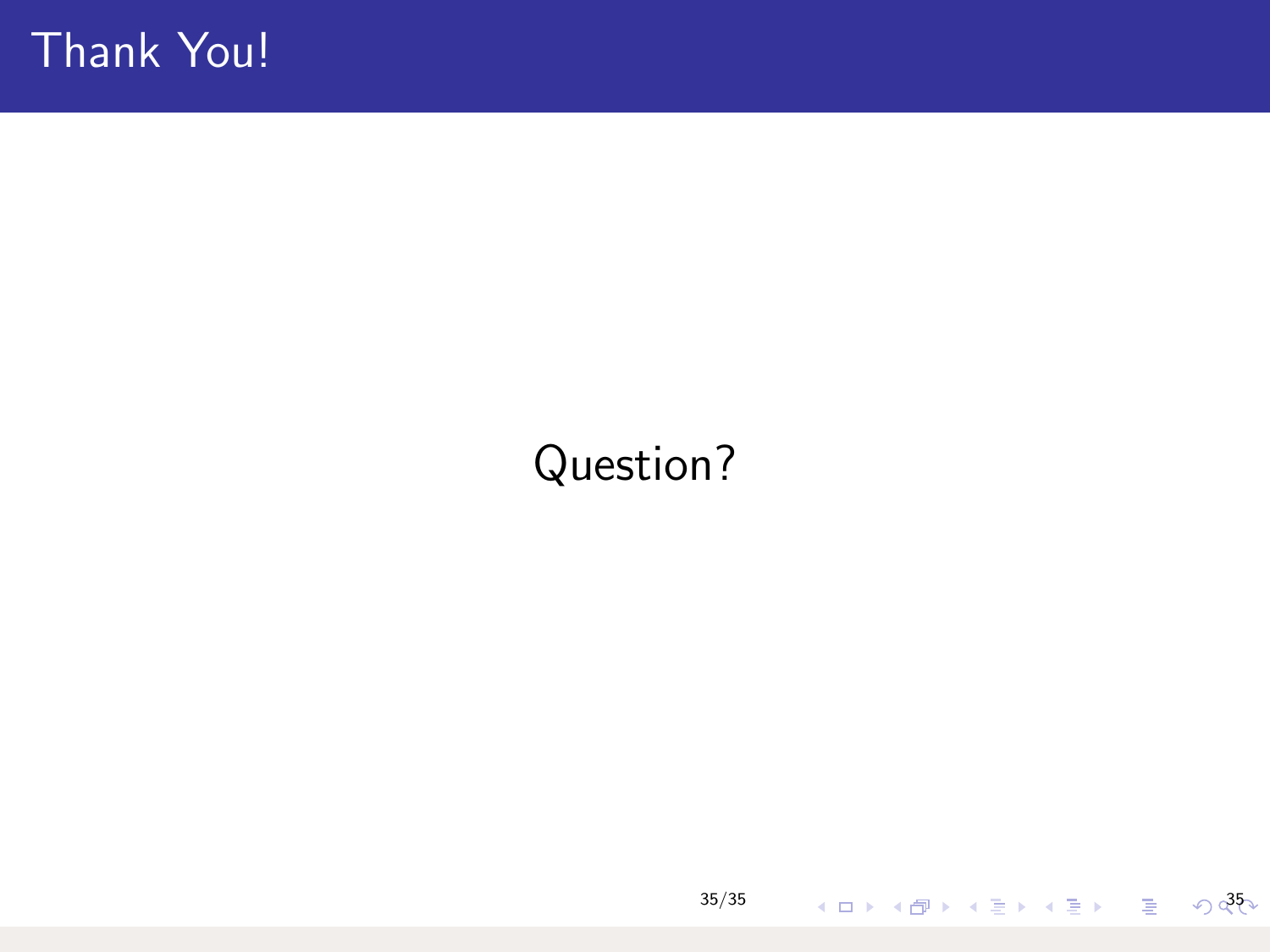# Thank You!

Question?